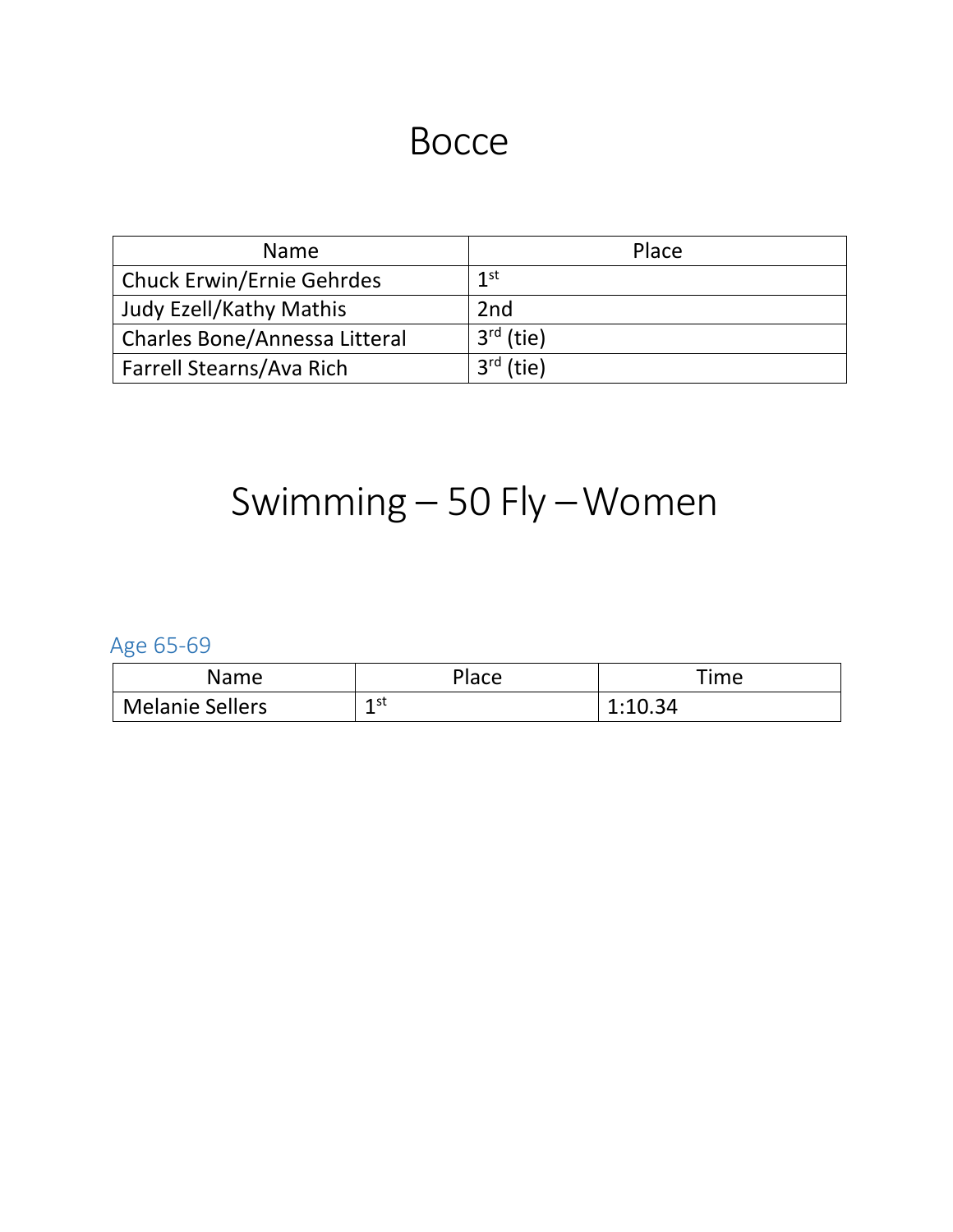# Bocce

| Name | Place |
| --- | --- |
| Chuck Erwin/Ernie Gehrdes | 1st |
| Judy Ezell/Kathy Mathis | 2nd |
| Charles Bone/Annessa Litteral | 3rd (tie) |
| Farrell Stearns/Ava Rich | 3rd (tie) |

# Swimming – 50 Fly – Women

## Age 65-69

| Name | Place | Time |
| --- | --- | --- |
| Melanie Sellers | 1st | 1:10.34 |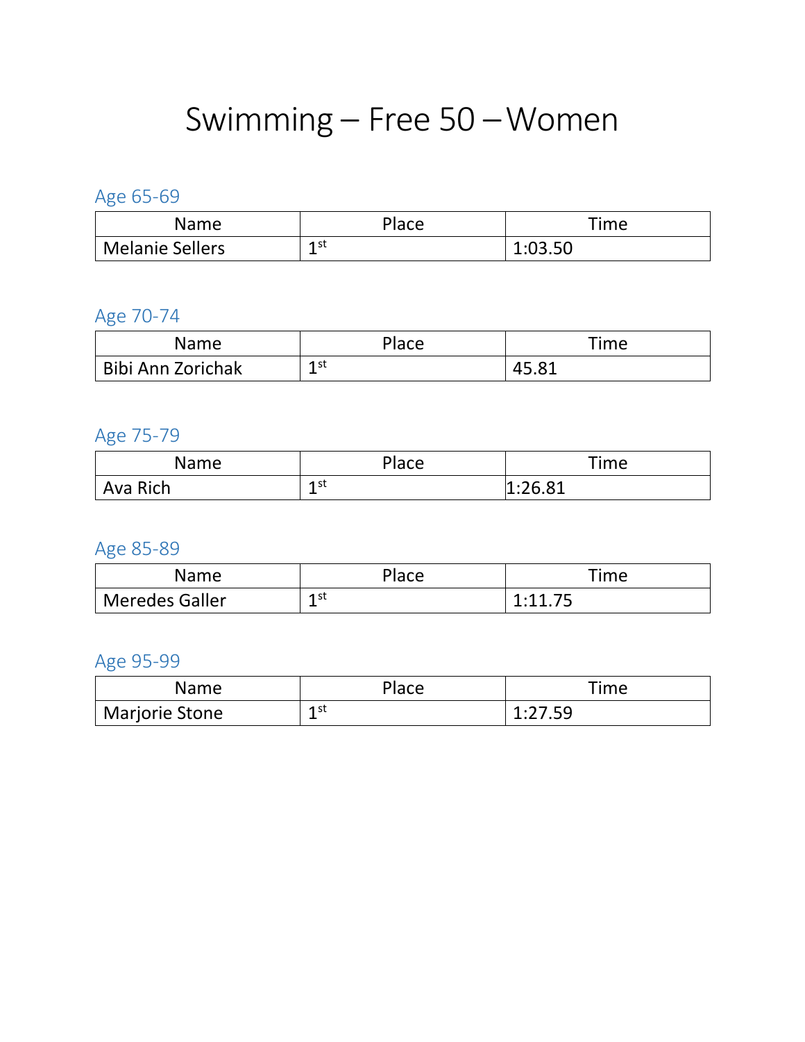# Swimming – Free 50 – Women

## Age 65-69

| Name | Place | Time |
|---|---|---|
| Melanie Sellers | 1st | 1:03.50 |

## Age 70-74

| Name | Place | Time |
|---|---|---|
| Bibi Ann Zorichak | 1st | 45.81 |

## Age 75-79

| Name | Place | Time |
|---|---|---|
| Ava Rich | 1st | 1:26.81 |

## Age 85-89

| Name | Place | Time |
|---|---|---|
| Meredes Galler | 1st | 1:11.75 |

## Age 95-99

| Name | Place | Time |
|---|---|---|
| Marjorie Stone | 1st | 1:27.59 |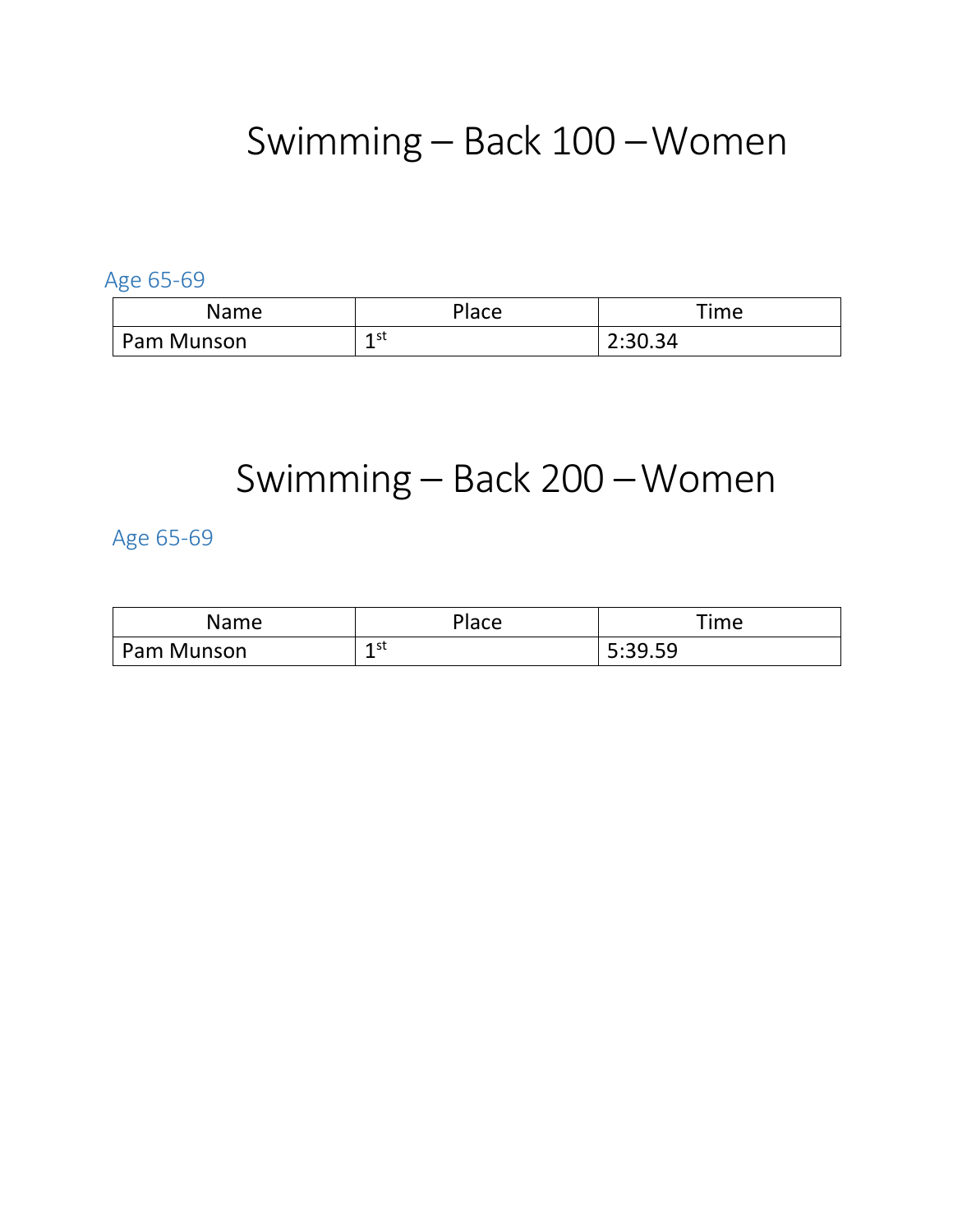# Swimming – Back 100 – Women

## Age 65-69

| Name | Place | Time |
| --- | --- | --- |
| Pam Munson | 1st | 2:30.34 |

# Swimming – Back 200 – Women

## Age 65-69

| Name | Place | Time |
| --- | --- | --- |
| Pam Munson | 1st | 5:39.59 |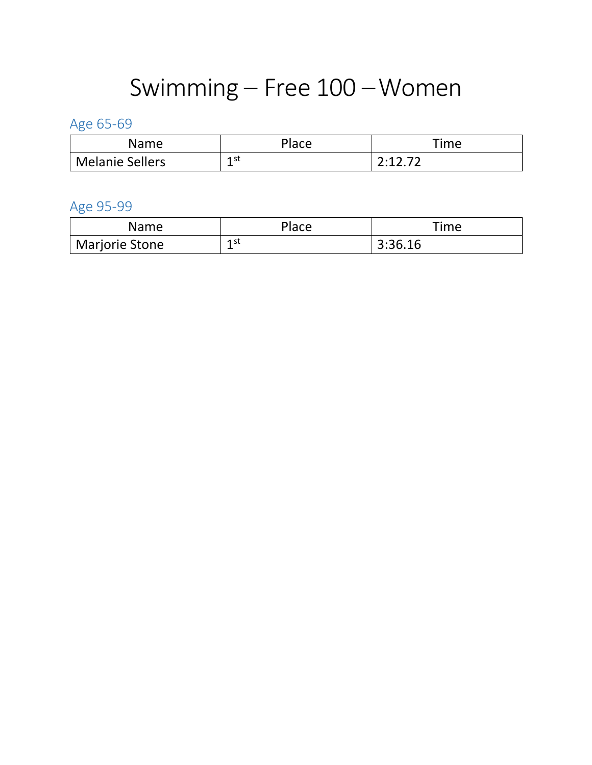# Swimming – Free 100 – Women

## Age 65-69

| Name | Place | Time |
| --- | --- | --- |
| Melanie Sellers | 1st | 2:12.72 |

## Age 95-99

| Name | Place | Time |
| --- | --- | --- |
| Marjorie Stone | 1st | 3:36.16 |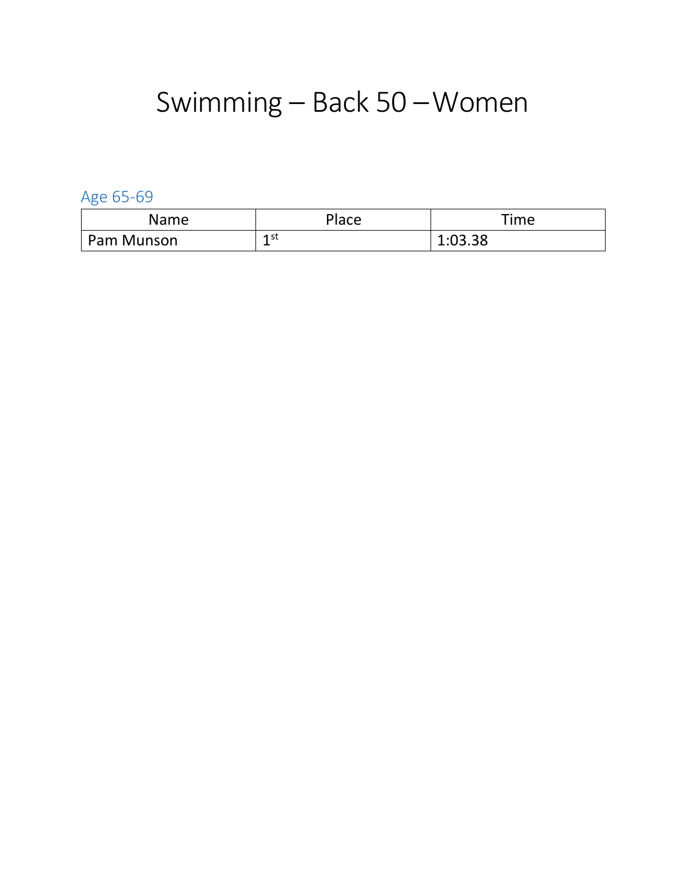# Swimming – Back 50 – Women

## Age 65-69

| Name | Place | Time |
| --- | --- | --- |
| Pam Munson | 1st | 1:03.38 |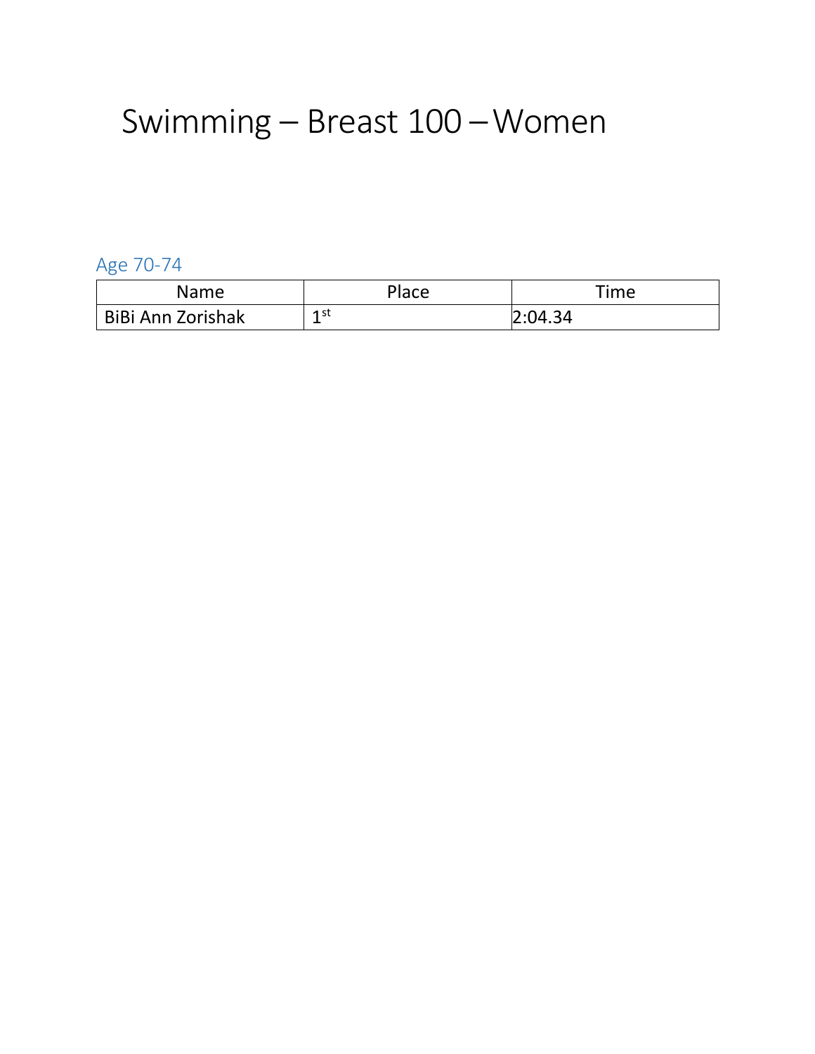# Swimming – Breast 100 – Women

## Age 70-74

| Name | Place | Time |
| --- | --- | --- |
| BiBi Ann Zorishak | 1st | 2:04.34 |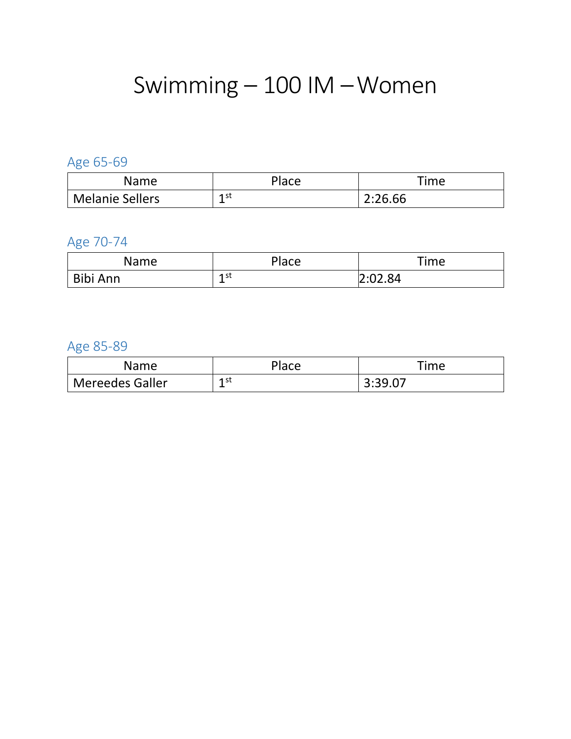# Swimming – 100 IM – Women

## Age 65-69

| Name | Place | Time |
|---|---|---|
| Melanie Sellers | 1st | 2:26.66 |

## Age 70-74

| Name | Place | Time |
|---|---|---|
| Bibi Ann | 1st | 2:02.84 |

## Age 85-89

| Name | Place | Time |
|---|---|---|
| Mereedes Galler | 1st | 3:39.07 |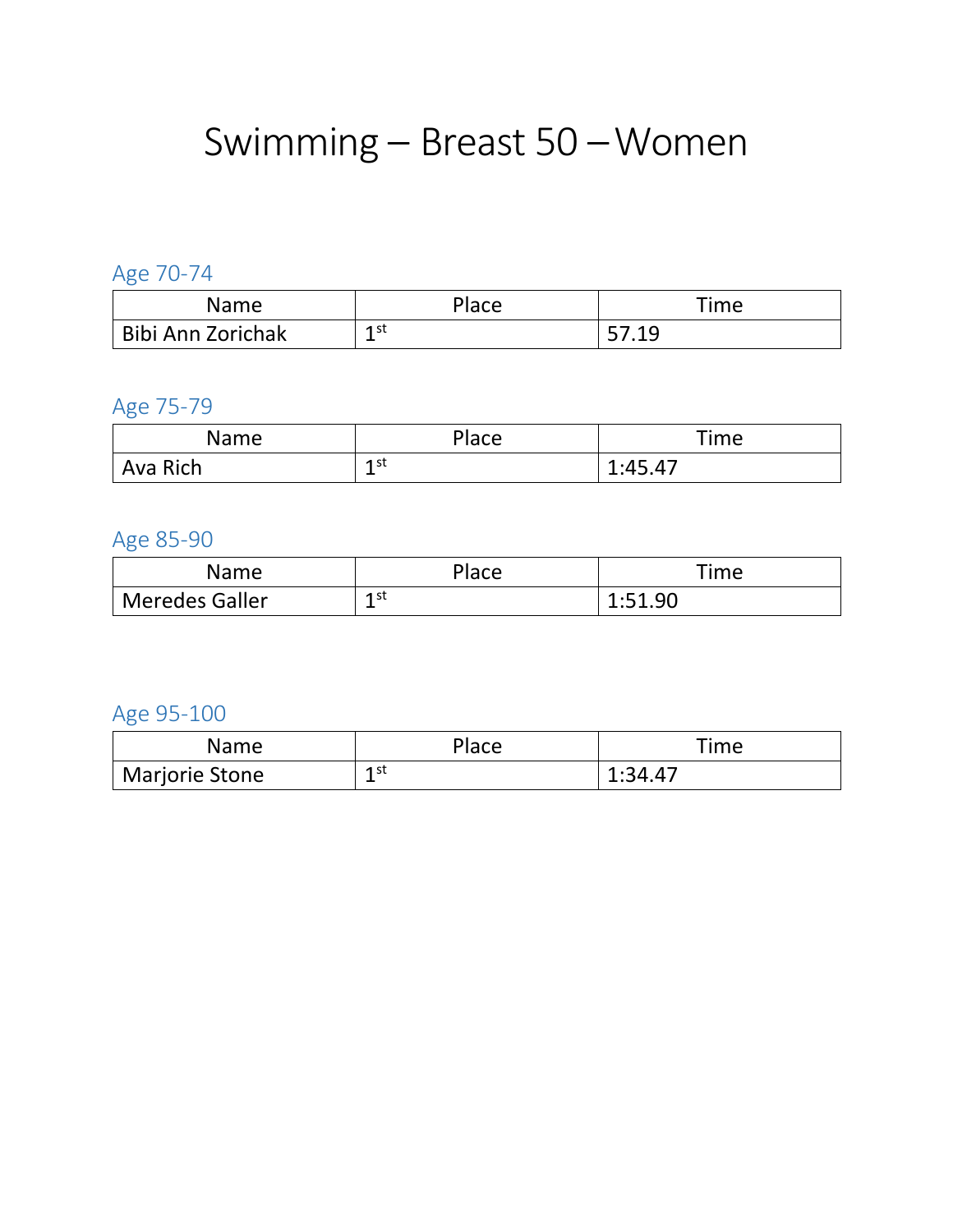# Swimming – Breast 50 – Women

## Age 70-74

| Name | Place | Time |
| --- | --- | --- |
| Bibi Ann Zorichak | 1st | 57.19 |

## Age 75-79

| Name | Place | Time |
| --- | --- | --- |
| Ava Rich | 1st | 1:45.47 |

## Age 85-90

| Name | Place | Time |
| --- | --- | --- |
| Meredes Galler | 1st | 1:51.90 |

## Age 95-100

| Name | Place | Time |
| --- | --- | --- |
| Marjorie Stone | 1st | 1:34.47 |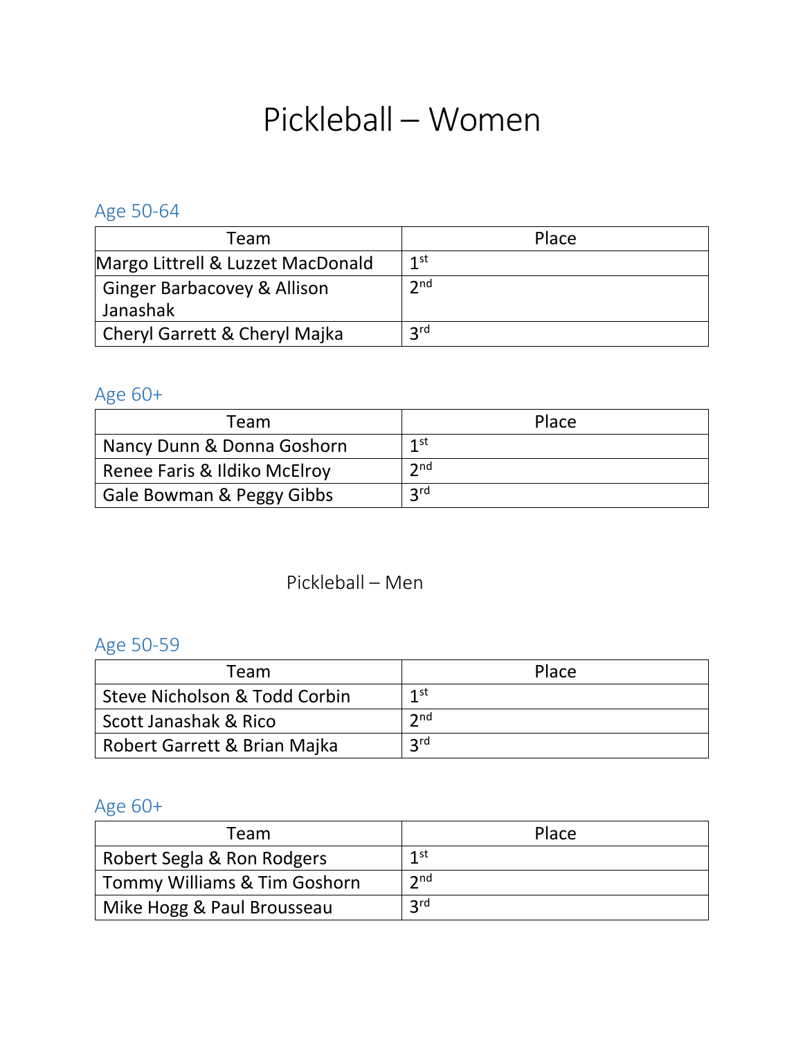# Pickleball – Women

## Age 50-64

| Team | Place |
| --- | --- |
| Margo Littrell & Luzzet MacDonald | 1st |
| Ginger Barbacovey & Allison Janashak | 2nd |
| Cheryl Garrett & Cheryl Majka | 3rd |

## Age 60+

| Team | Place |
| --- | --- |
| Nancy Dunn & Donna Goshorn | 1st |
| Renee Faris & Ildiko McElroy | 2nd |
| Gale Bowman & Peggy Gibbs | 3rd |

# Pickleball – Men

## Age 50-59

| Team | Place |
| --- | --- |
| Steve Nicholson & Todd Corbin | 1st |
| Scott Janashak & Rico | 2nd |
| Robert Garrett & Brian Majka | 3rd |

## Age 60+

| Team | Place |
| --- | --- |
| Robert Segla & Ron Rodgers | 1st |
| Tommy Williams & Tim Goshorn | 2nd |
| Mike Hogg & Paul Brousseau | 3rd |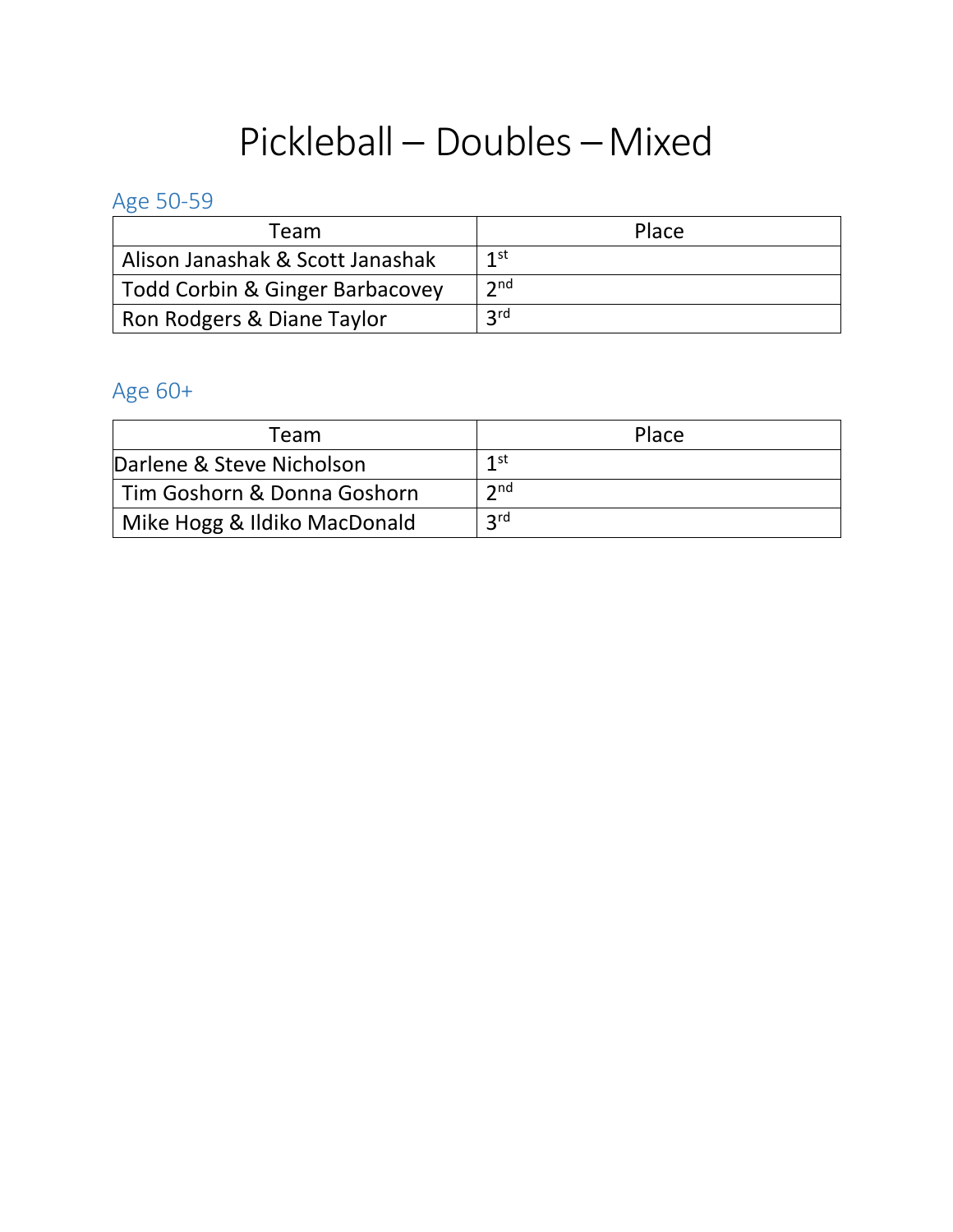# Pickleball – Doubles – Mixed

## Age 50-59

| Team | Place |
| --- | --- |
| Alison Janashak & Scott Janashak | 1st |
| Todd Corbin & Ginger Barbacovey | 2nd |
| Ron Rodgers & Diane Taylor | 3rd |

## Age 60+

| Team | Place |
| --- | --- |
| Darlene & Steve Nicholson | 1st |
| Tim Goshorn & Donna Goshorn | 2nd |
| Mike Hogg & Ildiko MacDonald | 3rd |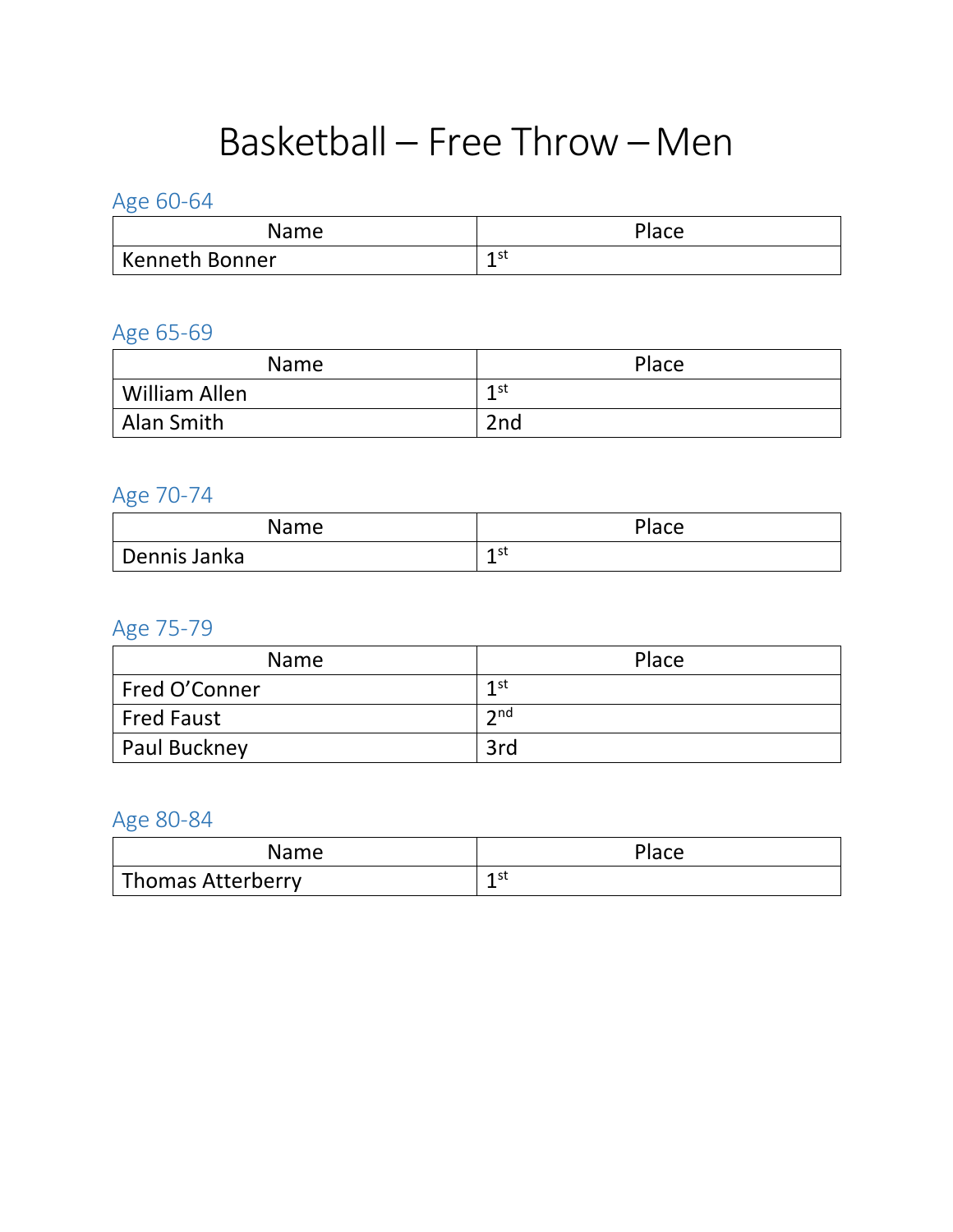# Basketball – Free Throw – Men

## Age 60-64

| Name | Place |
|---|---|
| Kenneth Bonner | 1st |

## Age 65-69

| Name | Place |
|---|---|
| William Allen | 1st |
| Alan Smith | 2nd |

## Age 70-74

| Name | Place |
|---|---|
| Dennis Janka | 1st |

## Age 75-79

| Name | Place |
|---|---|
| Fred O'Conner | 1st |
| Fred Faust | 2nd |
| Paul Buckney | 3rd |

## Age 80-84

| Name | Place |
|---|---|
| Thomas Atterberry | 1st |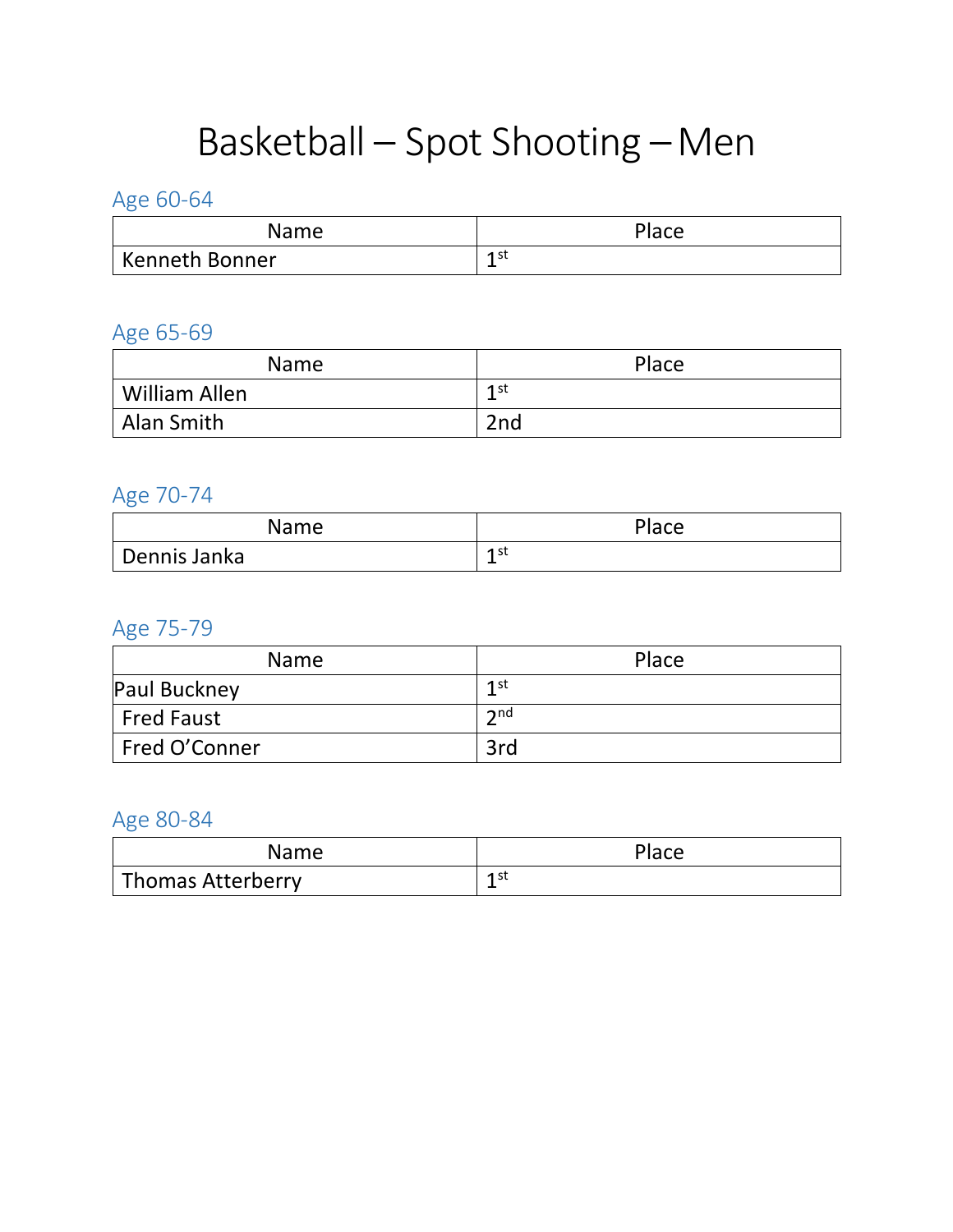# Basketball – Spot Shooting – Men

## Age 60-64

| Name | Place |
| --- | --- |
| Kenneth Bonner | 1st |

## Age 65-69

| Name | Place |
| --- | --- |
| William Allen | 1st |
| Alan Smith | 2nd |

## Age 70-74

| Name | Place |
| --- | --- |
| Dennis Janka | 1st |

## Age 75-79

| Name | Place |
| --- | --- |
| Paul Buckney | 1st |
| Fred Faust | 2nd |
| Fred O'Conner | 3rd |

## Age 80-84

| Name | Place |
| --- | --- |
| Thomas Atterberry | 1st |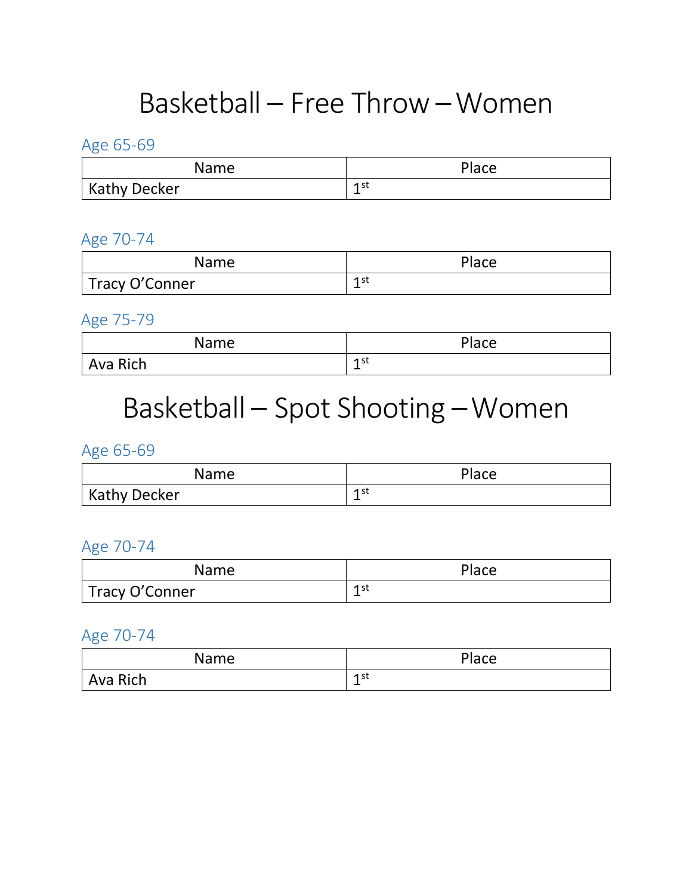# Basketball – Free Throw – Women

## Age 65-69

| Name | Place |
|---|---|
| Kathy Decker | 1st |

## Age 70-74

| Name | Place |
|---|---|
| Tracy O'Conner | 1st |

## Age 75-79

| Name | Place |
|---|---|
| Ava Rich | 1st |

# Basketball – Spot Shooting – Women

## Age 65-69

| Name | Place |
|---|---|
| Kathy Decker | 1st |

## Age 70-74

| Name | Place |
|---|---|
| Tracy O'Conner | 1st |

## Age 70-74

| Name | Place |
|---|---|
| Ava Rich | 1st |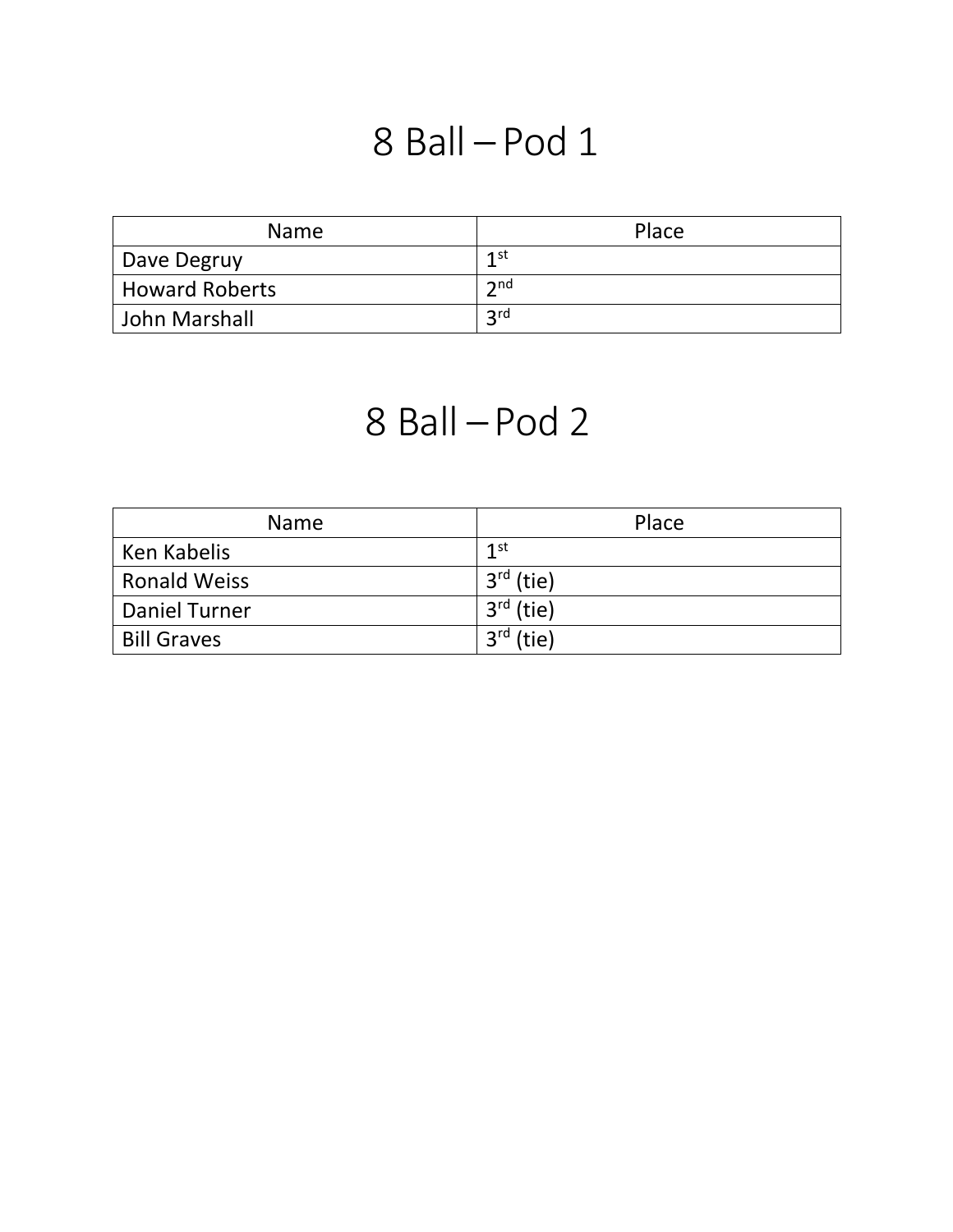# 8 Ball – Pod 1

| Name | Place |
| --- | --- |
| Dave Degruy | 1st |
| Howard Roberts | 2nd |
| John Marshall | 3rd |

# 8 Ball – Pod 2

| Name | Place |
| --- | --- |
| Ken Kabelis | 1st |
| Ronald Weiss | 3rd (tie) |
| Daniel Turner | 3rd (tie) |
| Bill Graves | 3rd (tie) |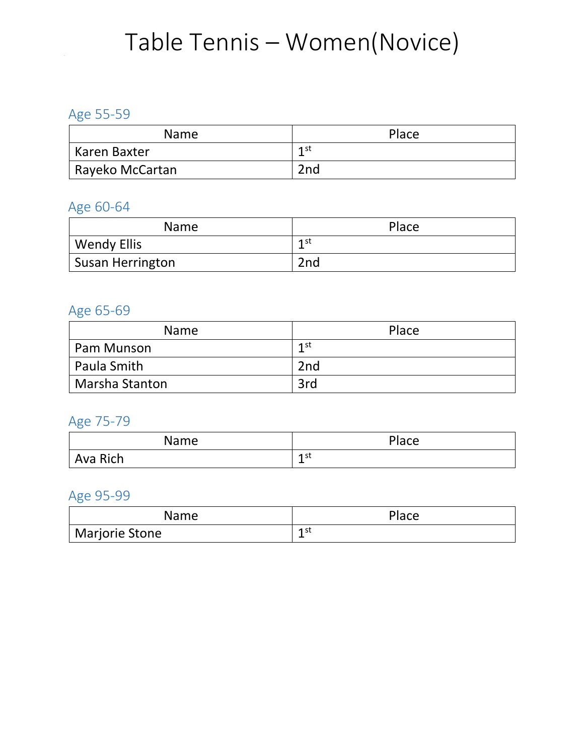# Table Tennis – Women(Novice)

## Age 55-59

| Name | Place |
|---|---|
| Karen Baxter | 1st |
| Rayeko McCartan | 2nd |

## Age 60-64

| Name | Place |
|---|---|
| Wendy Ellis | 1st |
| Susan Herrington | 2nd |

## Age 65-69

| Name | Place |
|---|---|
| Pam Munson | 1st |
| Paula Smith | 2nd |
| Marsha Stanton | 3rd |

## Age 75-79

| Name | Place |
|---|---|
| Ava Rich | 1st |

## Age 95-99

| Name | Place |
|---|---|
| Marjorie Stone | 1st |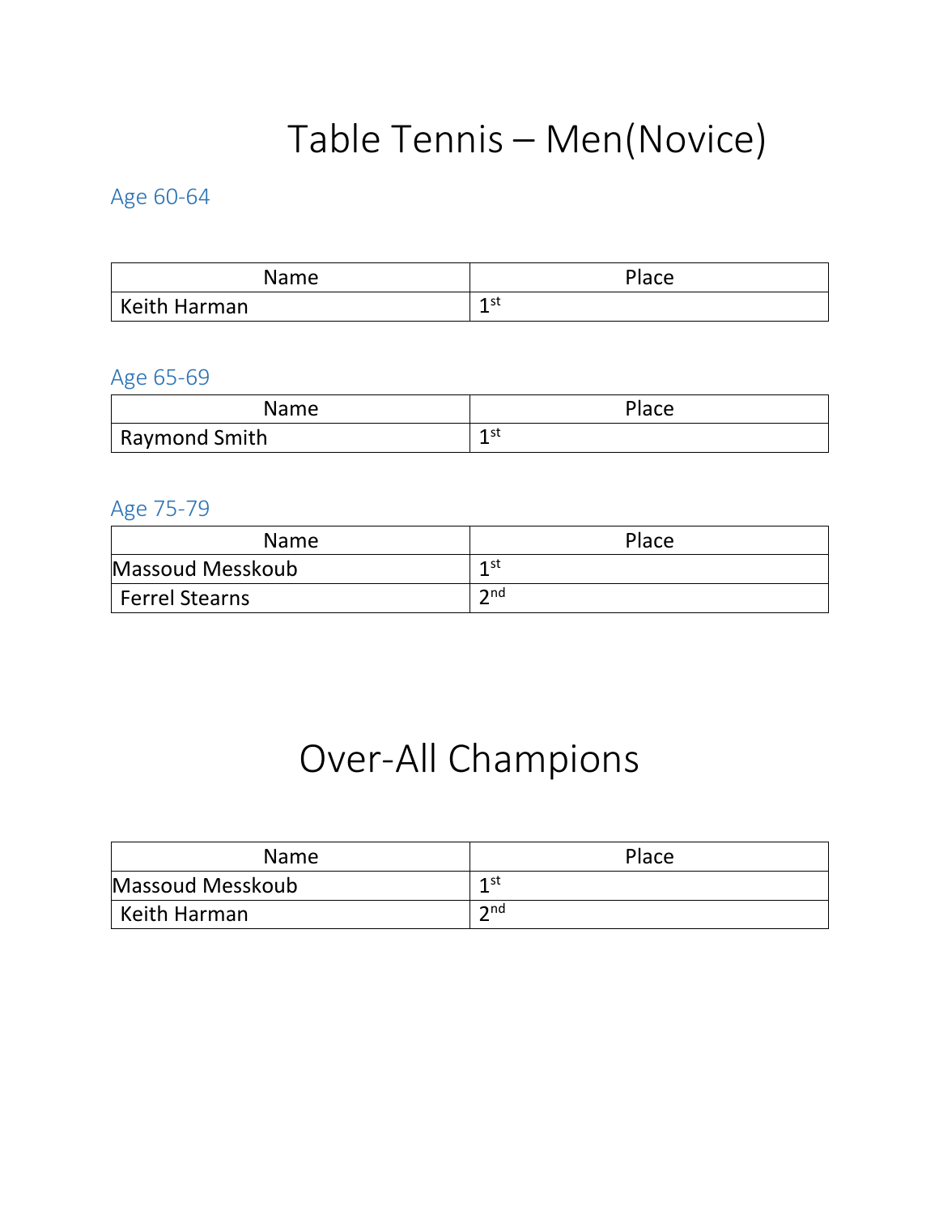# Table Tennis – Men(Novice)

## Age 60-64

| Name | Place |
|---|---|
| Keith Harman | 1st |

## Age 65-69

| Name | Place |
|---|---|
| Raymond Smith | 1st |

## Age 75-79

| Name | Place |
|---|---|
| Massoud Messkoub | 1st |
| Ferrel Stearns | 2nd |

# Over-All Champions

| Name | Place |
|---|---|
| Massoud Messkoub | 1st |
| Keith Harman | 2nd |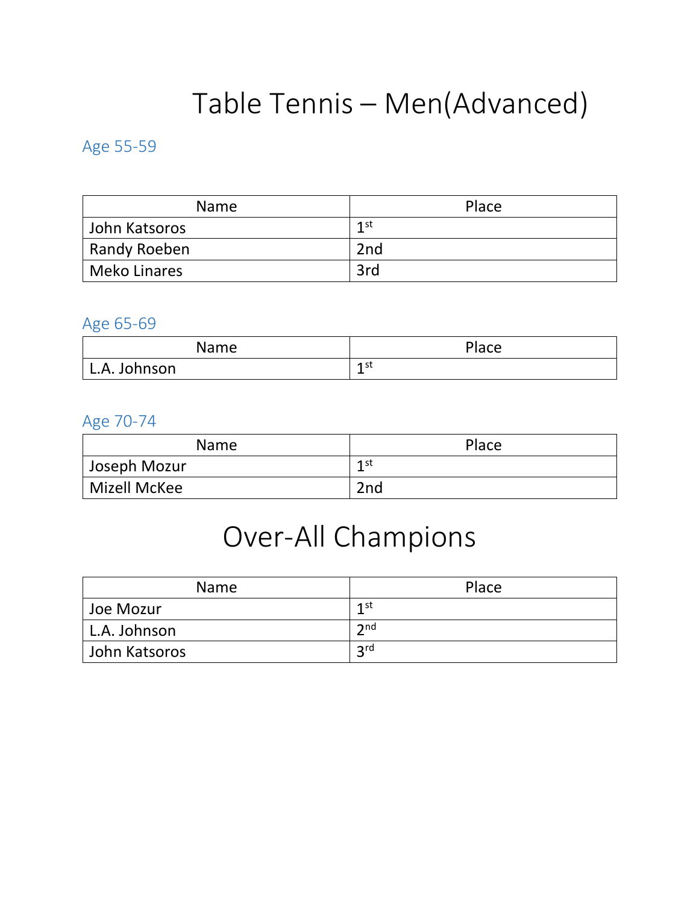# Table Tennis – Men(Advanced)

## Age 55-59

| Name | Place |
| --- | --- |
| John Katsoros | 1st |
| Randy Roeben | 2nd |
| Meko Linares | 3rd |

## Age 65-69

| Name | Place |
| --- | --- |
| L.A. Johnson | 1st |

## Age 70-74

| Name | Place |
| --- | --- |
| Joseph Mozur | 1st |
| Mizell McKee | 2nd |

# Over-All Champions

| Name | Place |
| --- | --- |
| Joe Mozur | 1st |
| L.A. Johnson | 2nd |
| John Katsoros | 3rd |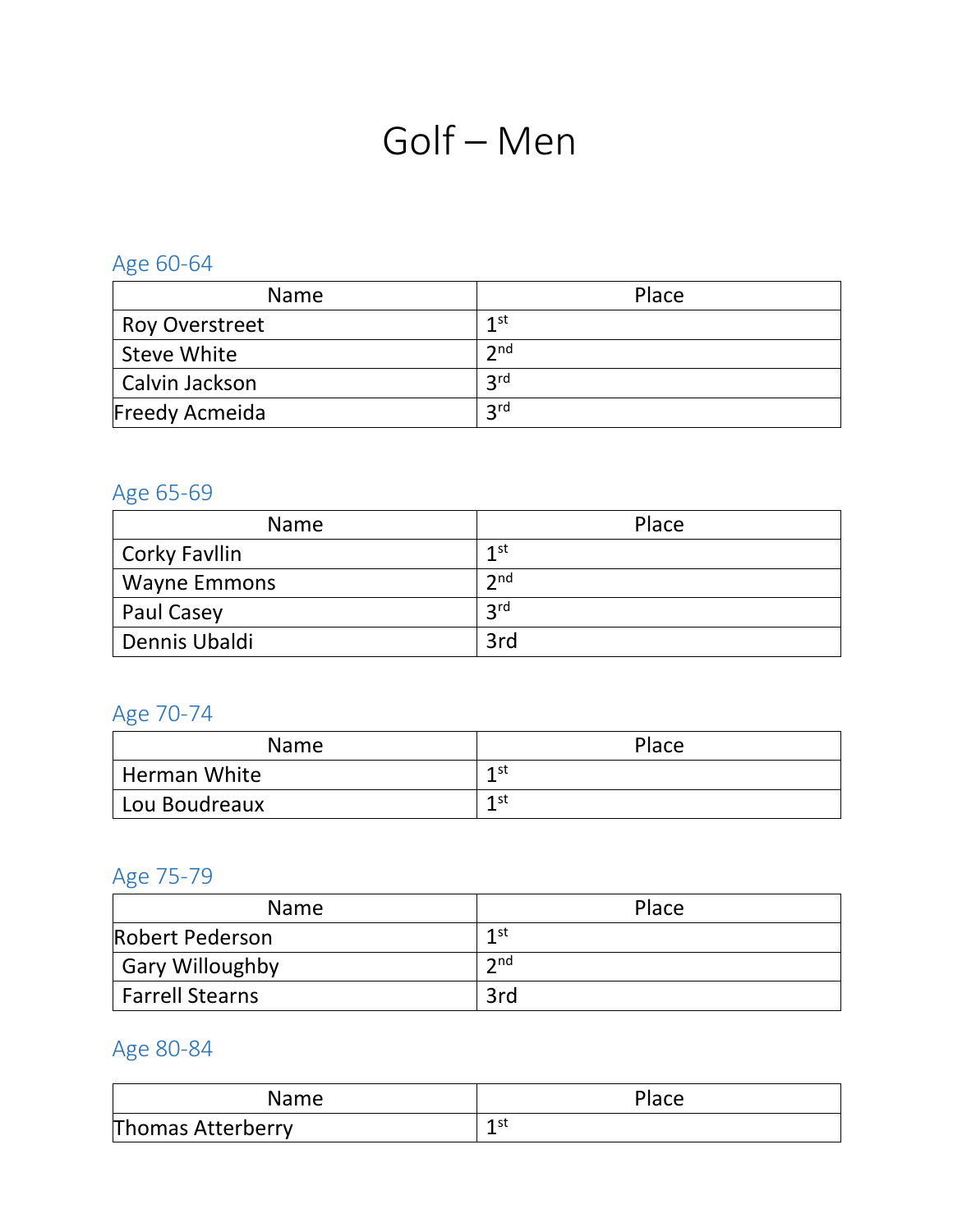# Golf – Men

## Age 60-64

| Name | Place |
| --- | --- |
| Roy Overstreet | 1st |
| Steve White | 2nd |
| Calvin Jackson | 3rd |
| Freedy Acmeida | 3rd |

## Age 65-69

| Name | Place |
| --- | --- |
| Corky Favllin | 1st |
| Wayne Emmons | 2nd |
| Paul Casey | 3rd |
| Dennis Ubaldi | 3rd |

## Age 70-74

| Name | Place |
| --- | --- |
| Herman White | 1st |
| Lou Boudreaux | 1st |

## Age 75-79

| Name | Place |
| --- | --- |
| Robert Pederson | 1st |
| Gary Willoughby | 2nd |
| Farrell Stearns | 3rd |

## Age 80-84

| Name | Place |
| --- | --- |
| Thomas Atterberry | 1st |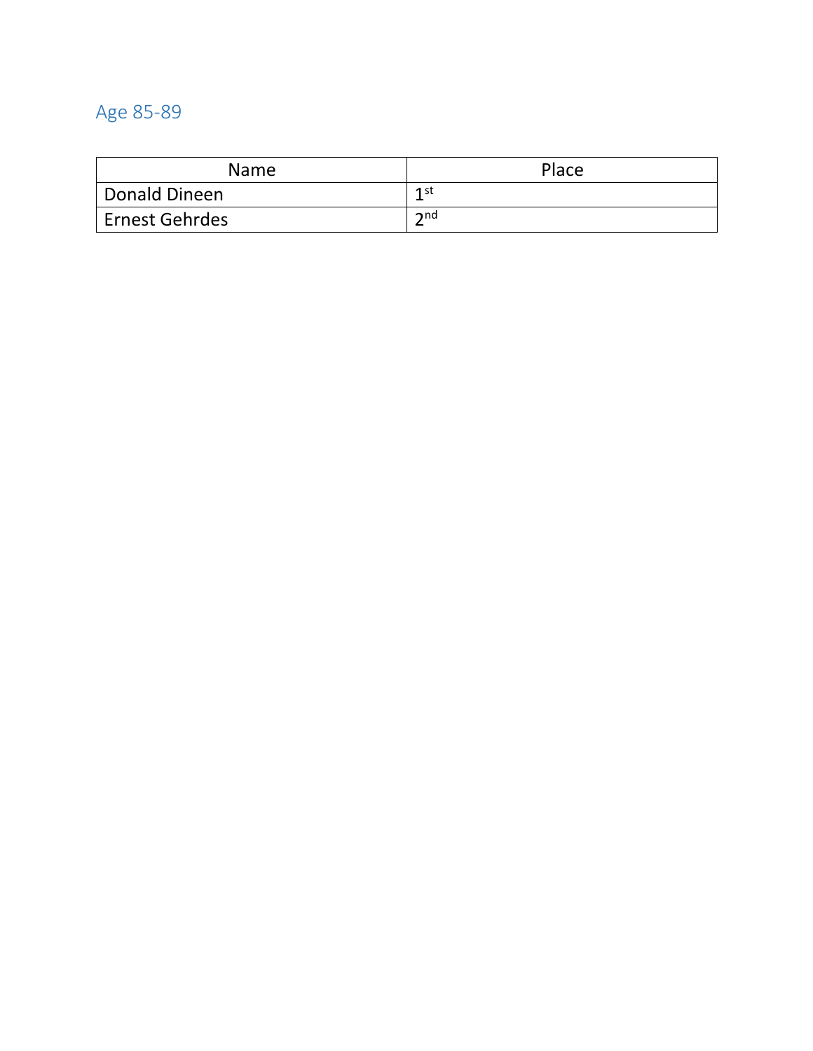## Age 85-89

| Name | Place |
|---|---|
| Donald Dineen | 1st |
| Ernest Gehrdes | 2nd |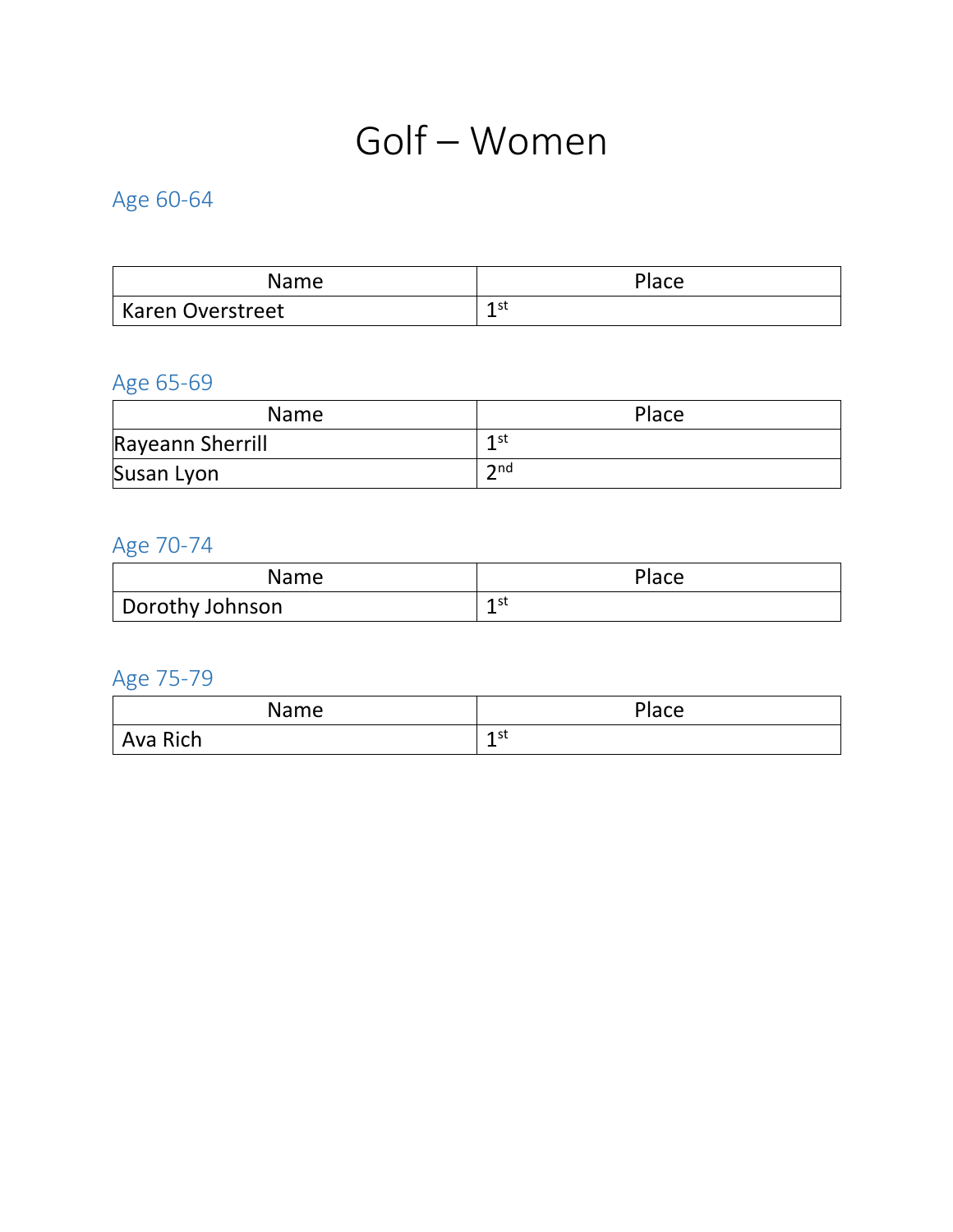# Golf – Women

## Age 60-64

| Name | Place |
|---|---|
| Karen Overstreet | 1st |

## Age 65-69

| Name | Place |
|---|---|
| Rayeann Sherrill | 1st |
| Susan Lyon | 2nd |

## Age 70-74

| Name | Place |
|---|---|
| Dorothy Johnson | 1st |

## Age 75-79

| Name | Place |
|---|---|
| Ava Rich | 1st |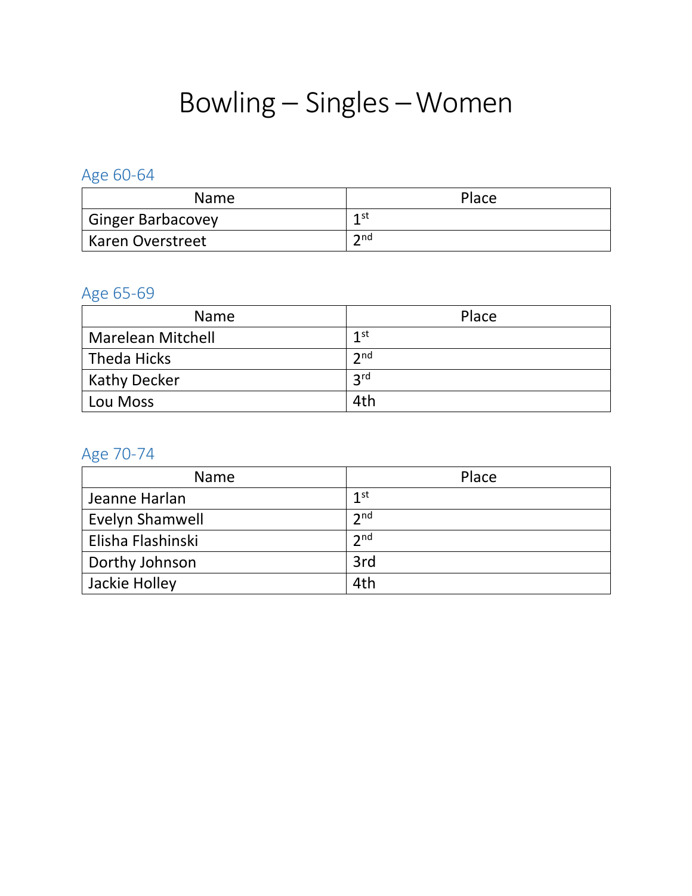# Bowling – Singles – Women

## Age 60-64

| Name | Place |
|---|---|
| Ginger Barbacovey | 1st |
| Karen Overstreet | 2nd |

## Age 65-69

| Name | Place |
|---|---|
| Marelean Mitchell | 1st |
| Theda Hicks | 2nd |
| Kathy Decker | 3rd |
| Lou Moss | 4th |

## Age 70-74

| Name | Place |
|---|---|
| Jeanne Harlan | 1st |
| Evelyn Shamwell | 2nd |
| Elisha Flashinski | 2nd |
| Dorthy Johnson | 3rd |
| Jackie Holley | 4th |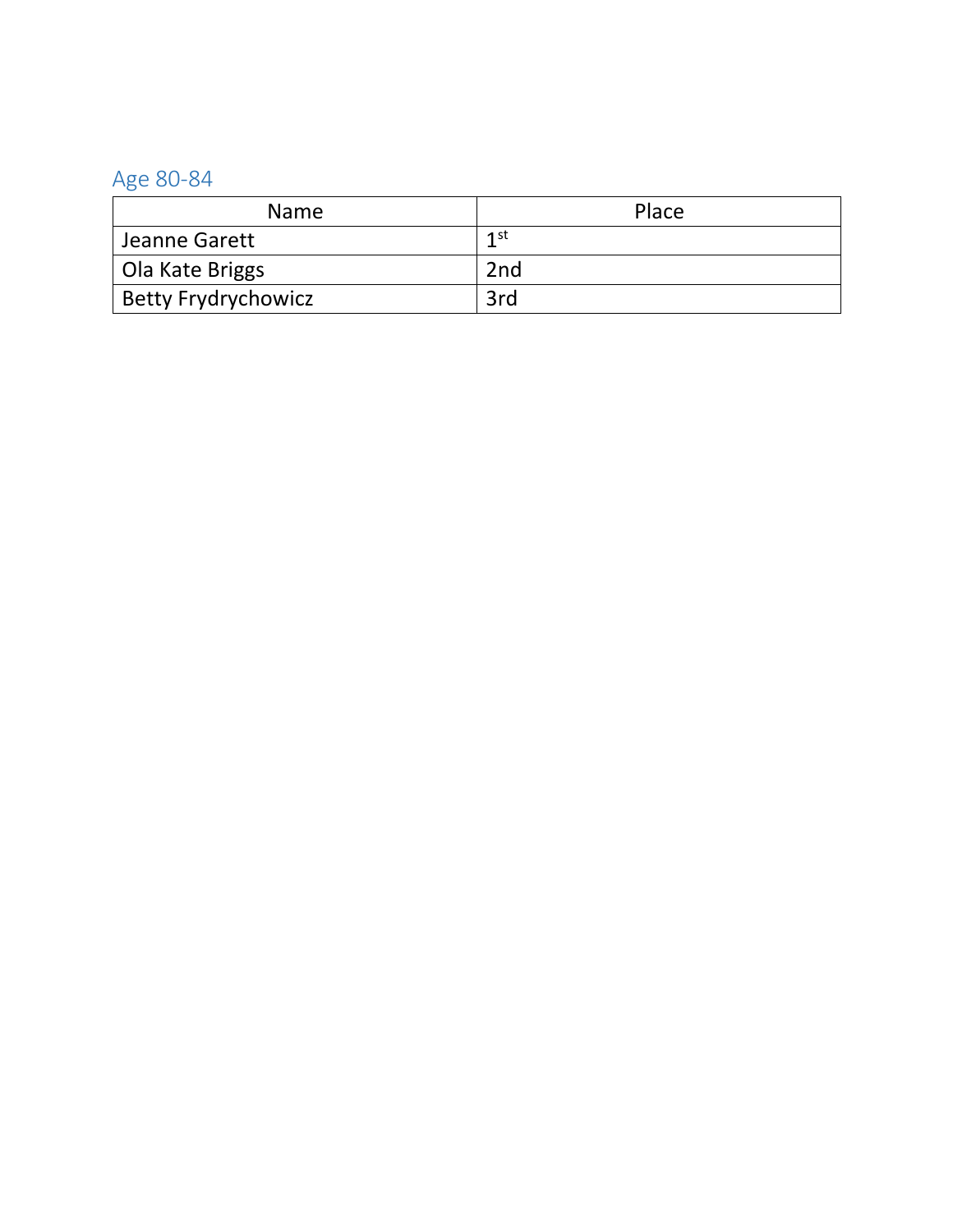## Age 80-84

| Name | Place |
| --- | --- |
| Jeanne Garett | 1st |
| Ola Kate Briggs | 2nd |
| Betty Frydrychowicz | 3rd |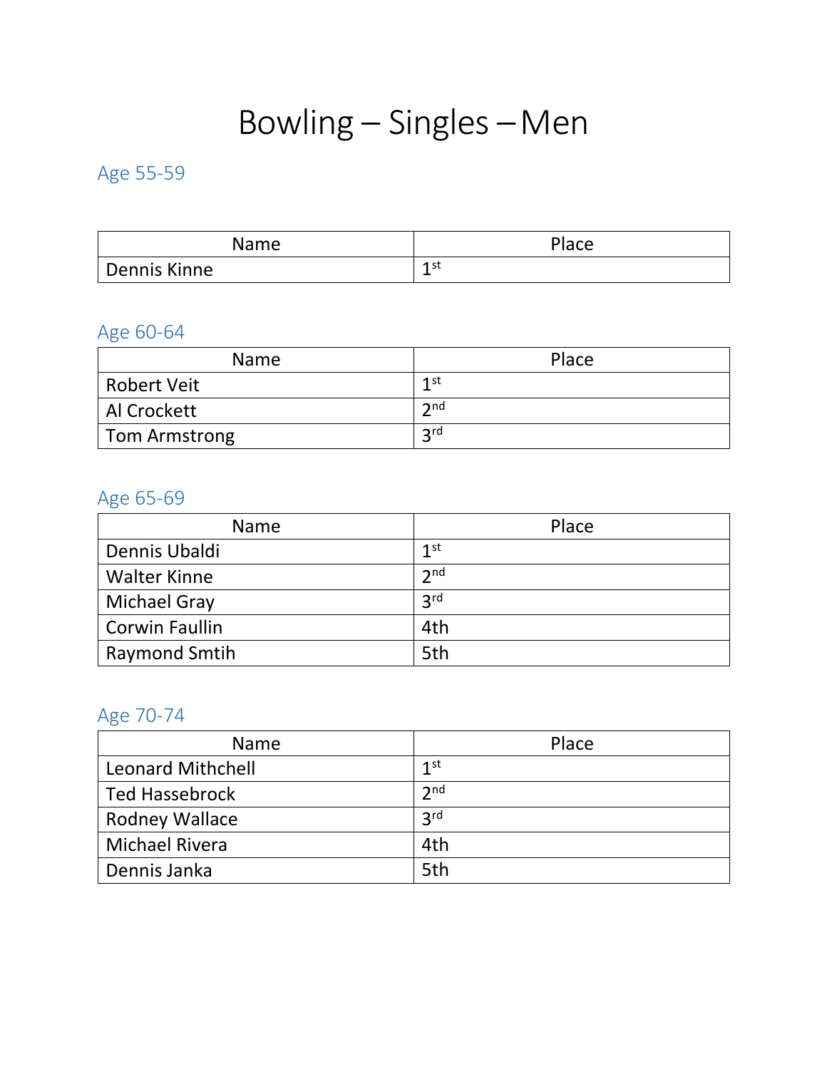# Bowling – Singles – Men

## Age 55-59

| Name | Place |
| --- | --- |
| Dennis Kinne | 1st |

## Age 60-64

| Name | Place |
| --- | --- |
| Robert Veit | 1st |
| Al Crockett | 2nd |
| Tom Armstrong | 3rd |

## Age 65-69

| Name | Place |
| --- | --- |
| Dennis Ubaldi | 1st |
| Walter Kinne | 2nd |
| Michael Gray | 3rd |
| Corwin Faullin | 4th |
| Raymond Smtih | 5th |

## Age 70-74

| Name | Place |
| --- | --- |
| Leonard Mithchell | 1st |
| Ted Hassebrock | 2nd |
| Rodney Wallace | 3rd |
| Michael Rivera | 4th |
| Dennis Janka | 5th |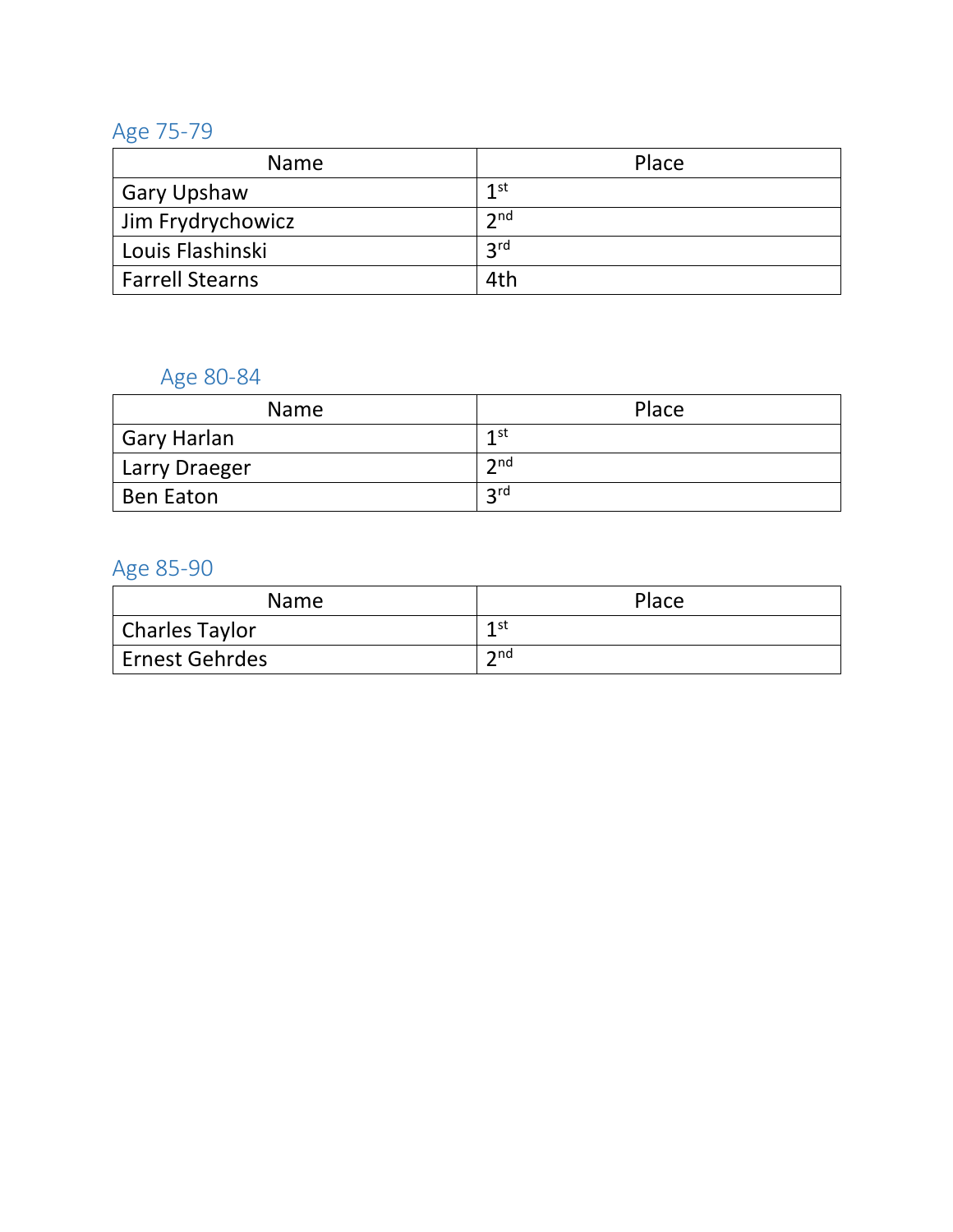## Age 75-79

| Name | Place |
|---|---|
| Gary Upshaw | 1st |
| Jim Frydrychowicz | 2nd |
| Louis Flashinski | 3rd |
| Farrell Stearns | 4th |

## Age 80-84

| Name | Place |
|---|---|
| Gary Harlan | 1st |
| Larry Draeger | 2nd |
| Ben Eaton | 3rd |

## Age 85-90

| Name | Place |
|---|---|
| Charles Taylor | 1st |
| Ernest Gehrdes | 2nd |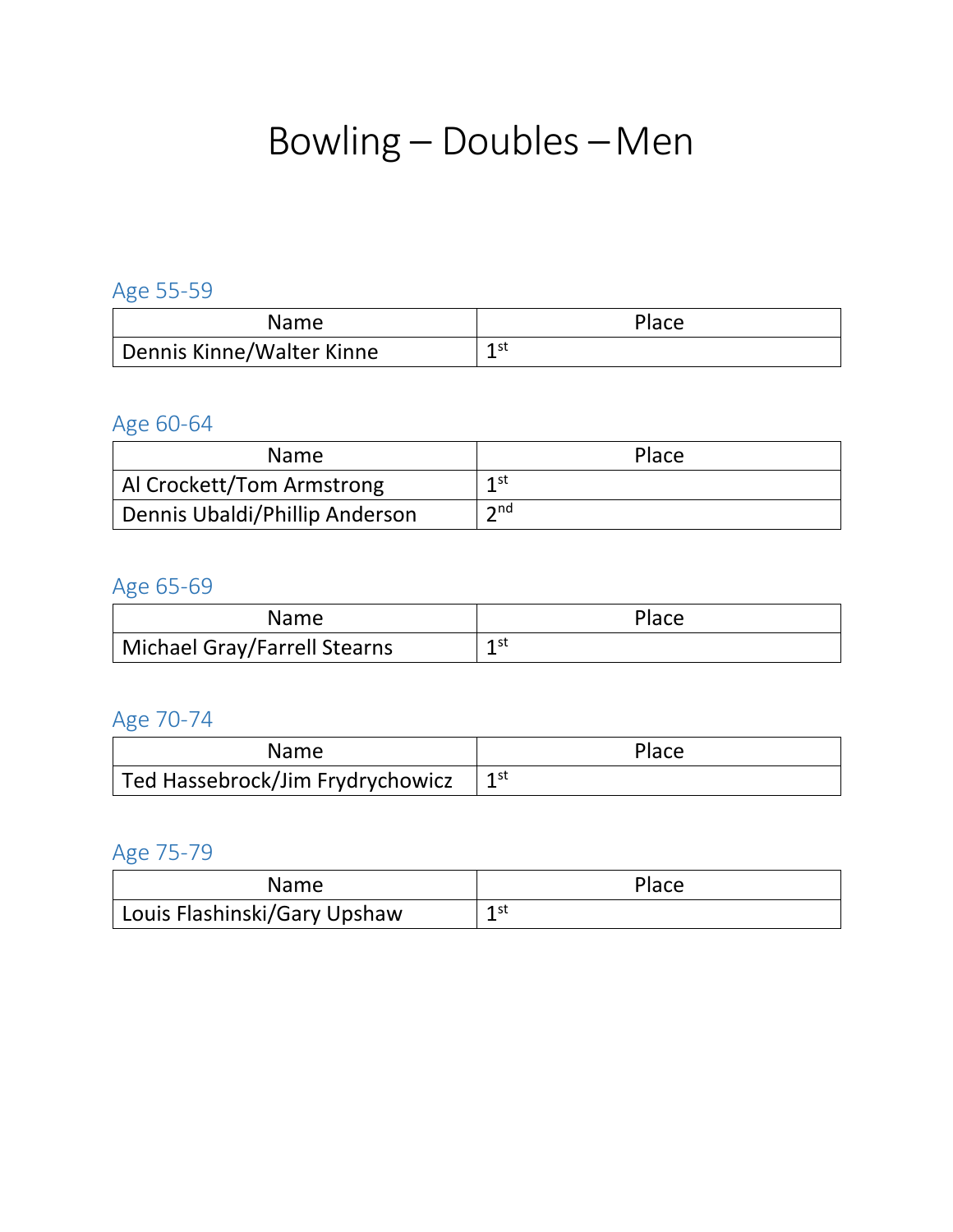# Bowling – Doubles – Men

## Age 55-59

| Name | Place |
|---|---|
| Dennis Kinne/Walter Kinne | 1st |

## Age 60-64

| Name | Place |
|---|---|
| Al Crockett/Tom Armstrong | 1st |
| Dennis Ubaldi/Phillip Anderson | 2nd |

## Age 65-69

| Name | Place |
|---|---|
| Michael Gray/Farrell Stearns | 1st |

## Age 70-74

| Name | Place |
|---|---|
| Ted Hassebrock/Jim Frydrychowicz | 1st |

## Age 75-79

| Name | Place |
|---|---|
| Louis Flashinski/Gary Upshaw | 1st |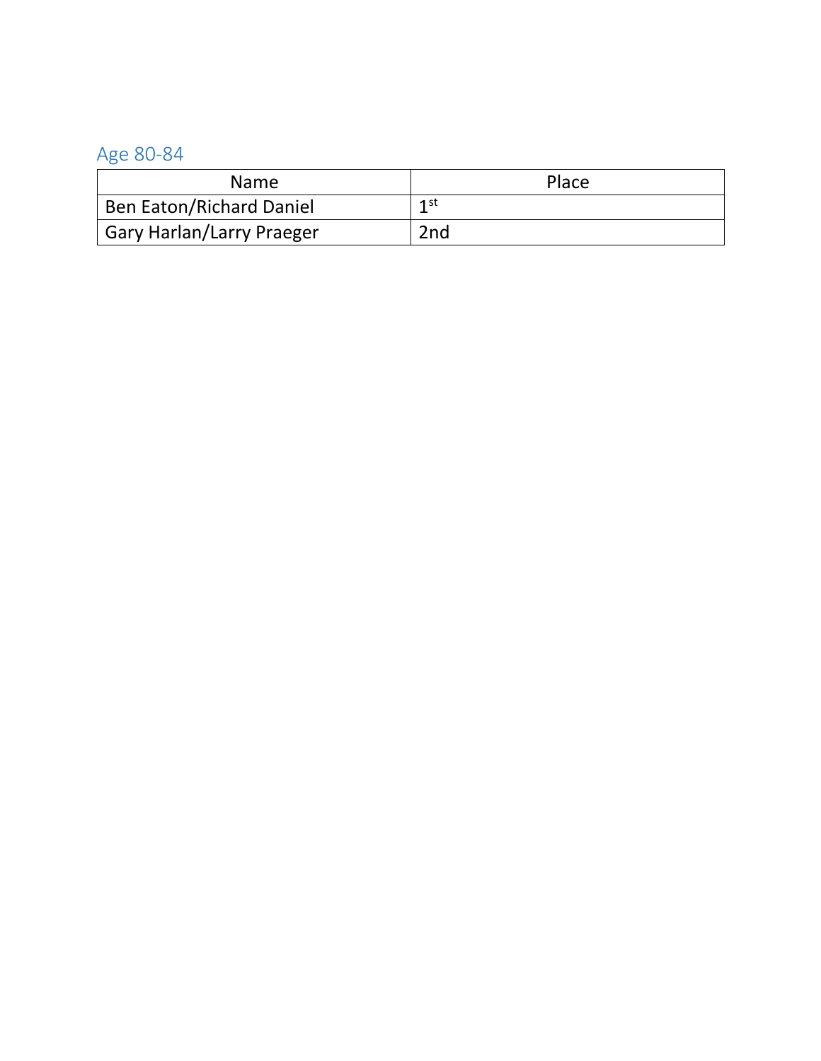## Age 80-84

| Name | Place |
|---|---|
| Ben Eaton/Richard Daniel | 1st |
| Gary Harlan/Larry Praeger | 2nd |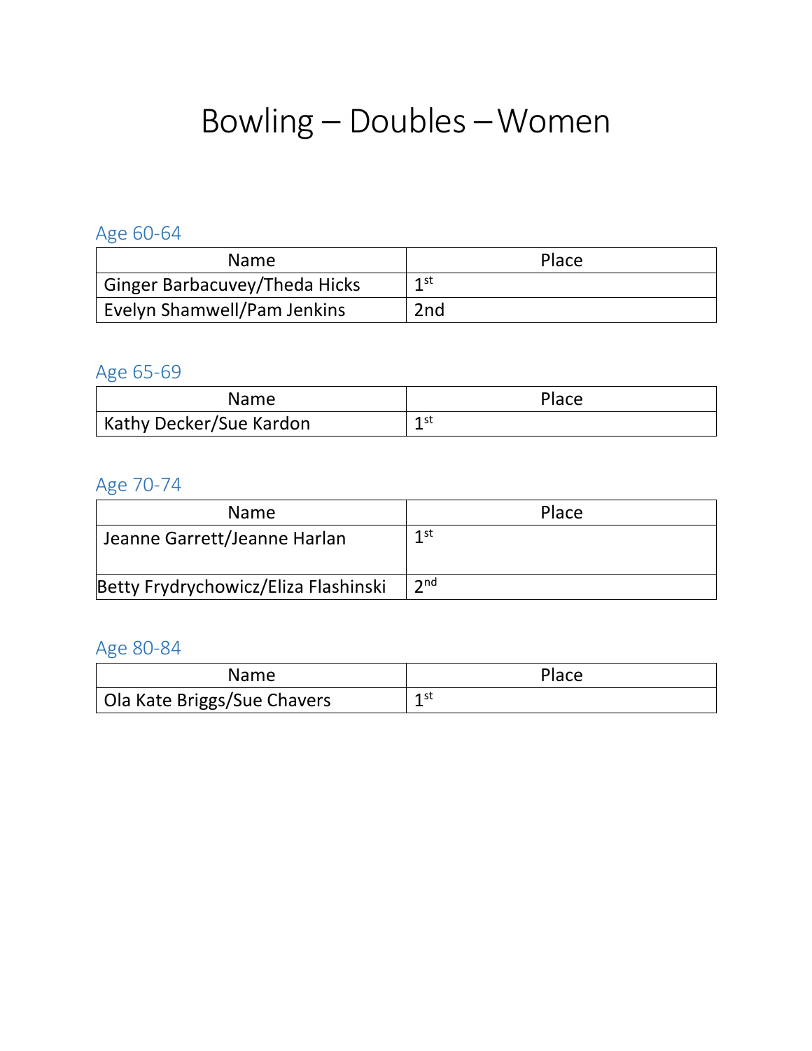# Bowling – Doubles – Women

## Age 60-64

| Name | Place |
|---|---|
| Ginger Barbacuvey/Theda Hicks | 1st |
| Evelyn Shamwell/Pam Jenkins | 2nd |

## Age 65-69

| Name | Place |
|---|---|
| Kathy Decker/Sue Kardon | 1st |

## Age 70-74

| Name | Place |
|---|---|
| Jeanne Garrett/Jeanne Harlan | 1st |
| Betty Frydrychowicz/Eliza Flashinski | 2nd |

## Age 80-84

| Name | Place |
|---|---|
| Ola Kate Briggs/Sue Chavers | 1st |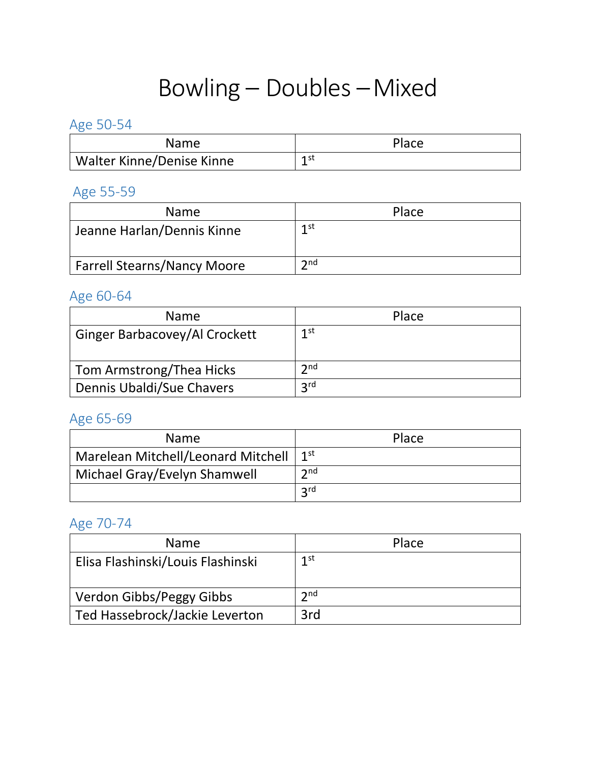# Bowling – Doubles – Mixed

## Age 50-54

| Name | Place |
| --- | --- |
| Walter Kinne/Denise Kinne | 1st |

## Age 55-59

| Name | Place |
| --- | --- |
| Jeanne Harlan/Dennis Kinne | 1st |
| Farrell Stearns/Nancy Moore | 2nd |

## Age 60-64

| Name | Place |
| --- | --- |
| Ginger Barbacovey/Al Crockett | 1st |
| Tom Armstrong/Thea Hicks | 2nd |
| Dennis Ubaldi/Sue Chavers | 3rd |

## Age 65-69

| Name | Place |
| --- | --- |
| Marelean Mitchell/Leonard Mitchell | 1st |
| Michael Gray/Evelyn Shamwell | 2nd |
| | 3rd |

## Age 70-74

| Name | Place |
| --- | --- |
| Elisa Flashinski/Louis Flashinski | 1st |
| Verdon Gibbs/Peggy Gibbs | 2nd |
| Ted Hassebrock/Jackie Leverton | 3rd |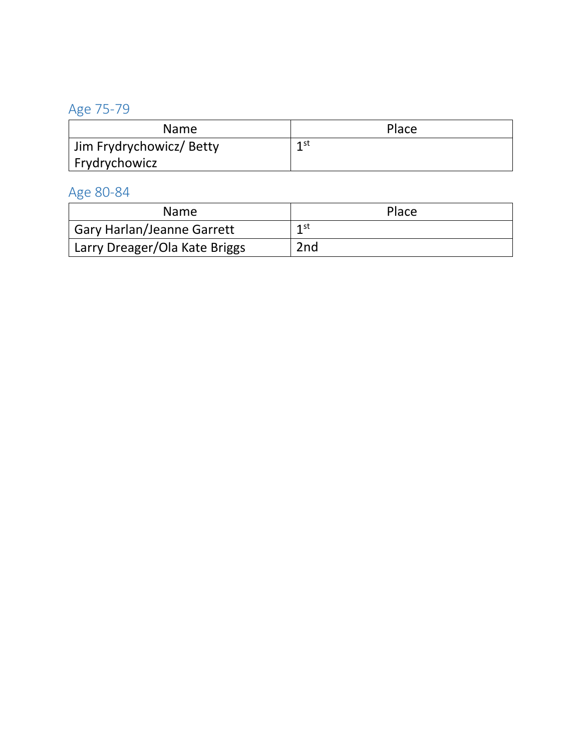## Age 75-79

| Name | Place |
| --- | --- |
| Jim Frydrychowicz/ Betty Frydrychowicz | 1st |

## Age 80-84

| Name | Place |
| --- | --- |
| Gary Harlan/Jeanne Garrett | 1st |
| Larry Dreager/Ola Kate Briggs | 2nd |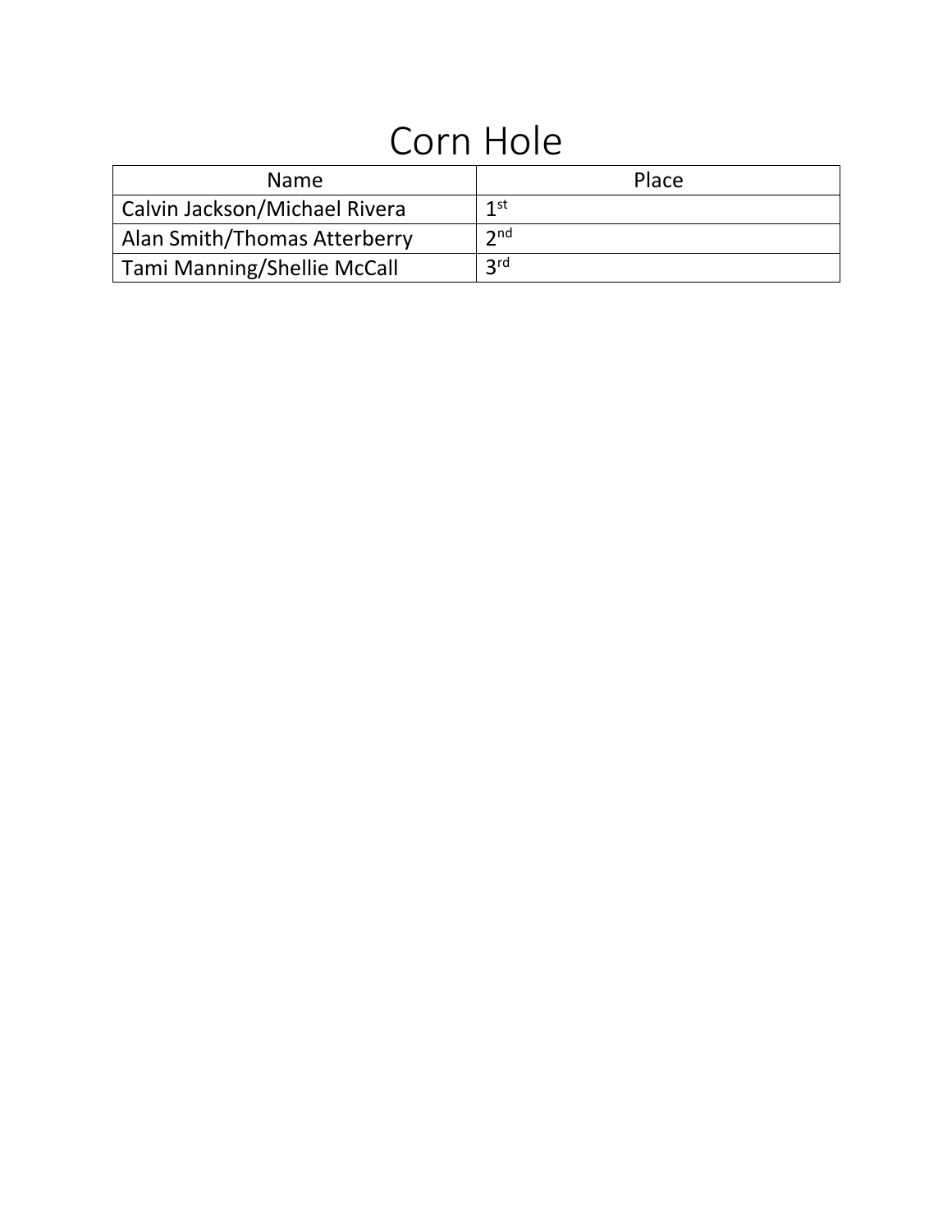# Corn Hole

| Name | Place |
| --- | --- |
| Calvin Jackson/Michael Rivera | 1st |
| Alan Smith/Thomas Atterberry | 2nd |
| Tami Manning/Shellie McCall | 3rd |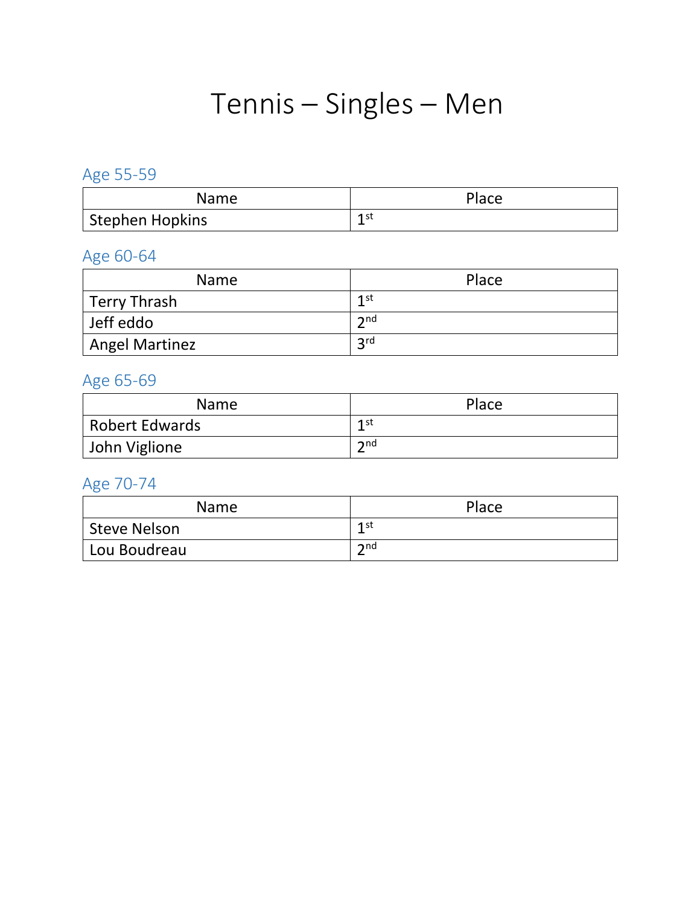# Tennis – Singles – Men

## Age 55-59

| Name | Place |
|---|---|
| Stephen Hopkins | 1st |

## Age 60-64

| Name | Place |
|---|---|
| Terry Thrash | 1st |
| Jeff eddo | 2nd |
| Angel Martinez | 3rd |

## Age 65-69

| Name | Place |
|---|---|
| Robert Edwards | 1st |
| John Viglione | 2nd |

## Age 70-74

| Name | Place |
|---|---|
| Steve Nelson | 1st |
| Lou Boudreau | 2nd |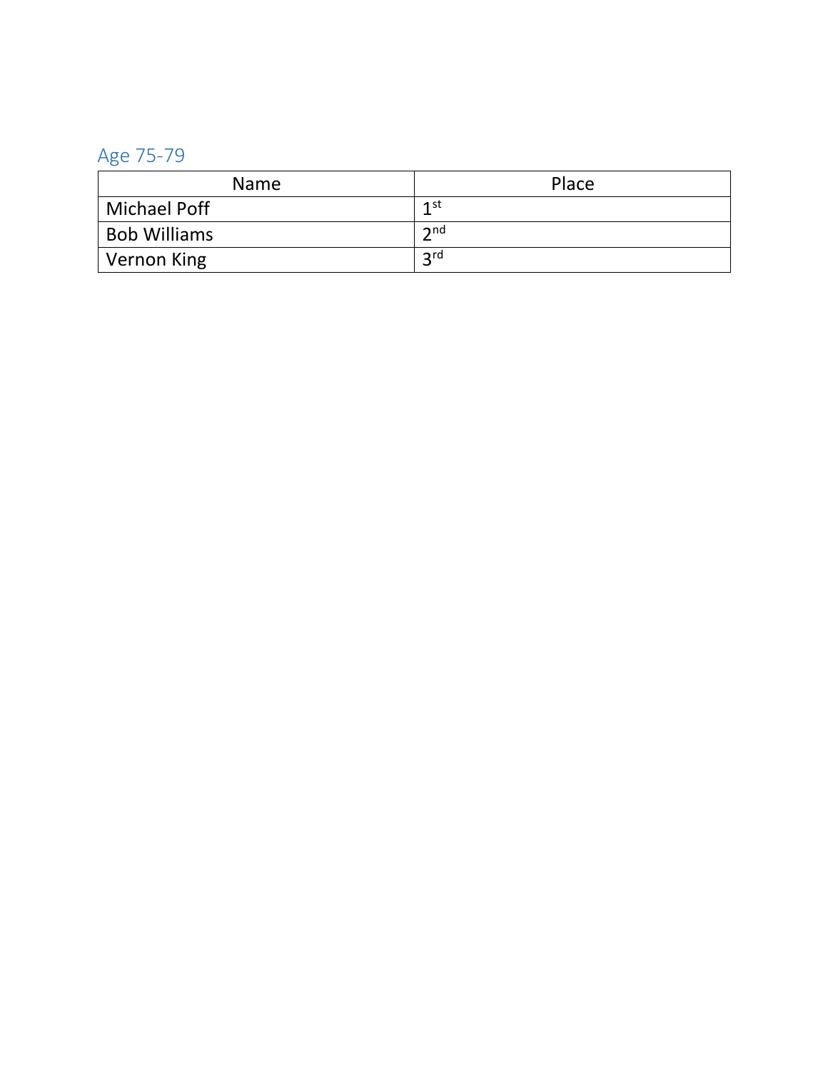## Age 75-79

| Name | Place |
| --- | --- |
| Michael Poff | 1st |
| Bob Williams | 2nd |
| Vernon King | 3rd |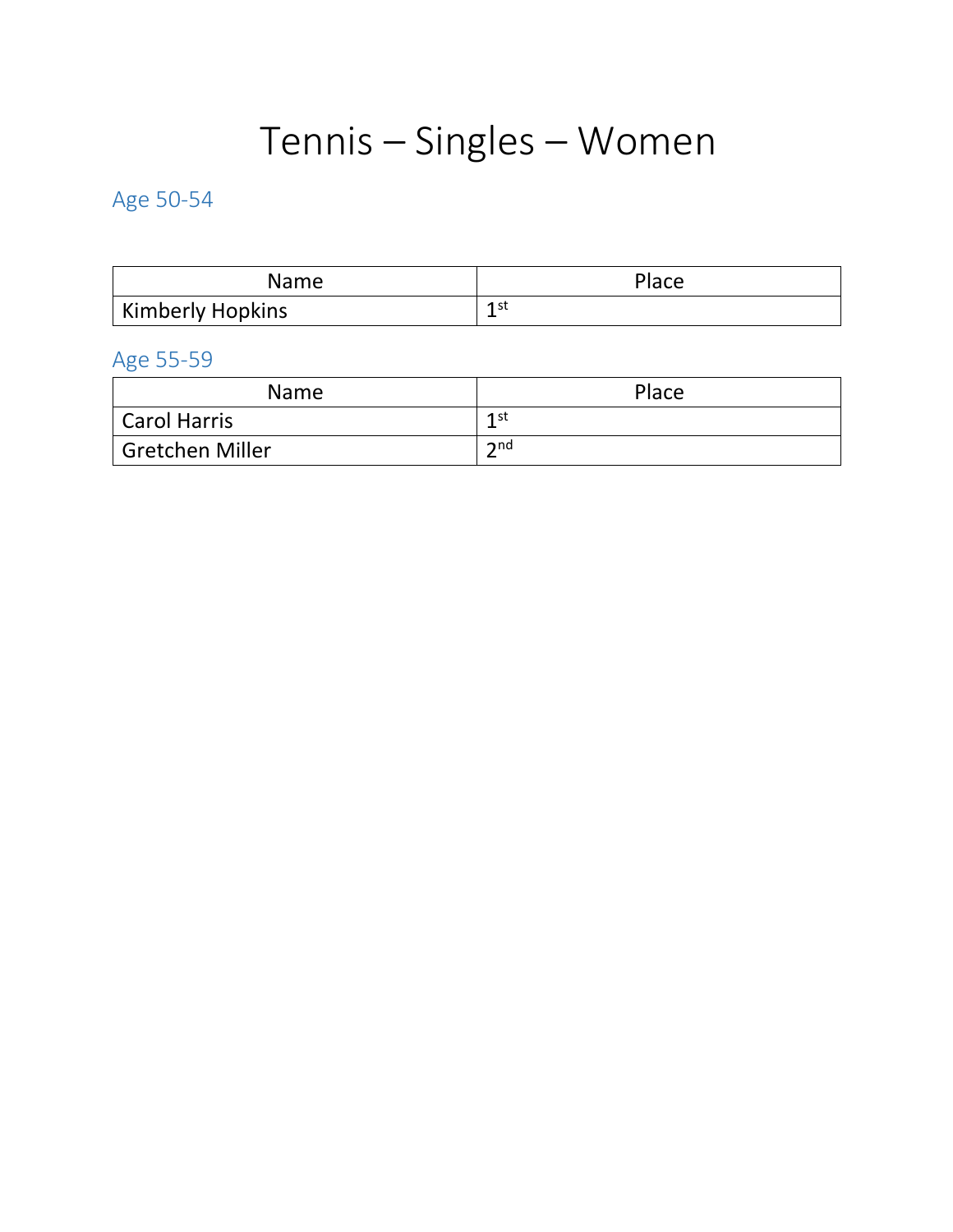# Tennis – Singles – Women

## Age 50-54

| Name | Place |
|---|---|
| Kimberly Hopkins | 1st |

## Age 55-59

| Name | Place |
|---|---|
| Carol Harris | 1st |
| Gretchen Miller | 2nd |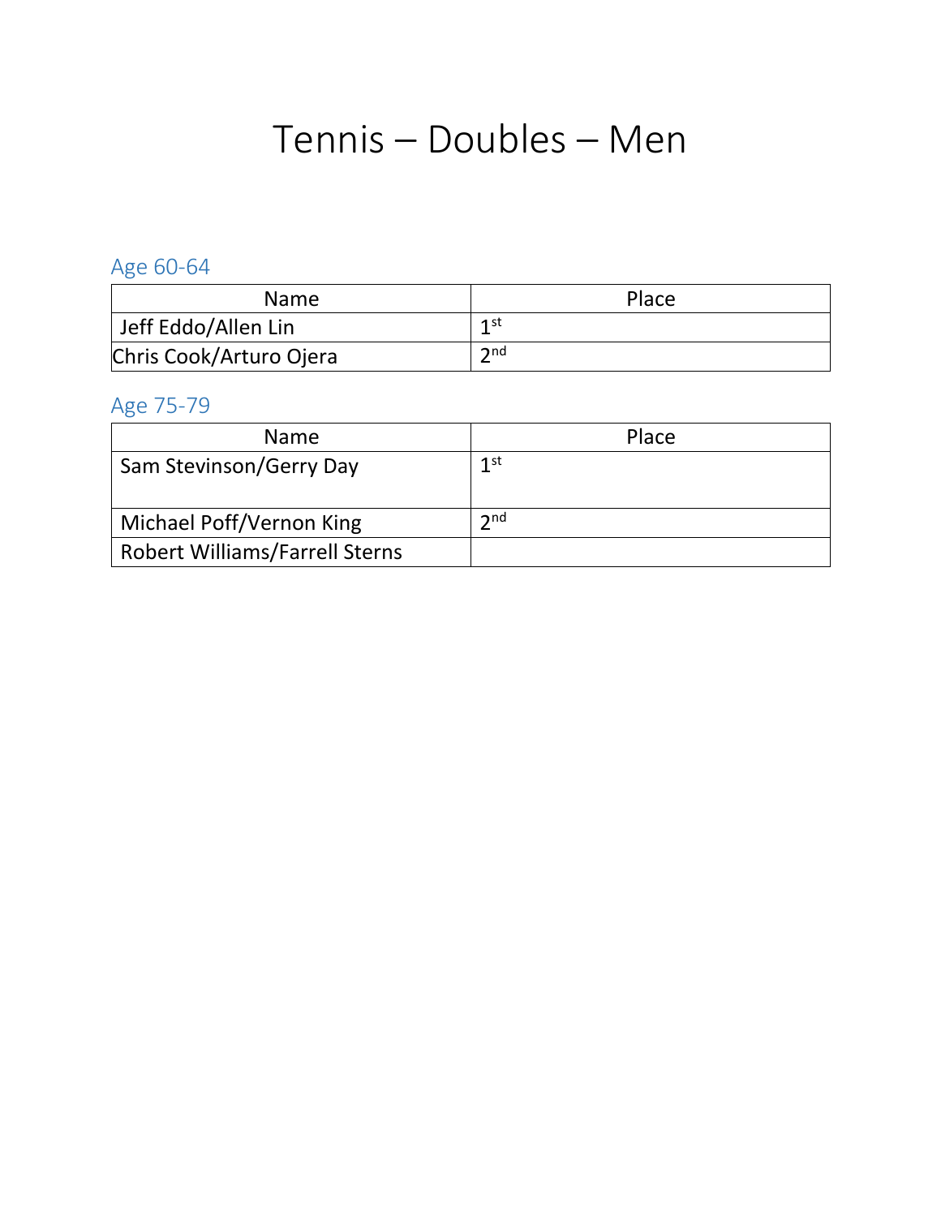# Tennis – Doubles – Men

## Age 60-64

| Name | Place |
|---|---|
| Jeff Eddo/Allen Lin | 1st |
| Chris Cook/Arturo Ojera | 2nd |

## Age 75-79

| Name | Place |
|---|---|
| Sam Stevinson/Gerry Day | 1st |
| Michael Poff/Vernon King | 2nd |
| Robert Williams/Farrell Sterns | |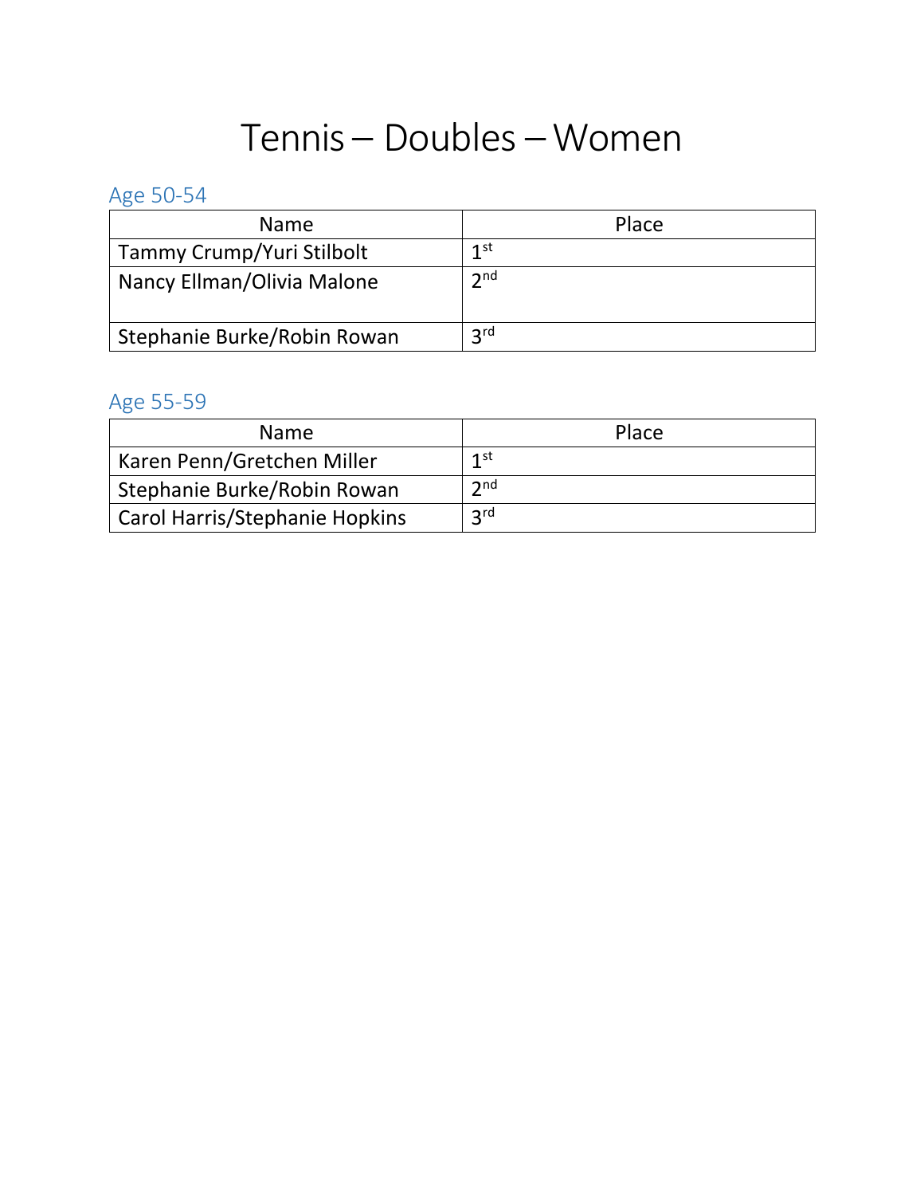# Tennis – Doubles – Women

## Age 50-54

| Name | Place |
|---|---|
| Tammy Crump/Yuri Stilbolt | 1st |
| Nancy Ellman/Olivia Malone | 2nd |
| Stephanie Burke/Robin Rowan | 3rd |

## Age 55-59

| Name | Place |
|---|---|
| Karen Penn/Gretchen Miller | 1st |
| Stephanie Burke/Robin Rowan | 2nd |
| Carol Harris/Stephanie Hopkins | 3rd |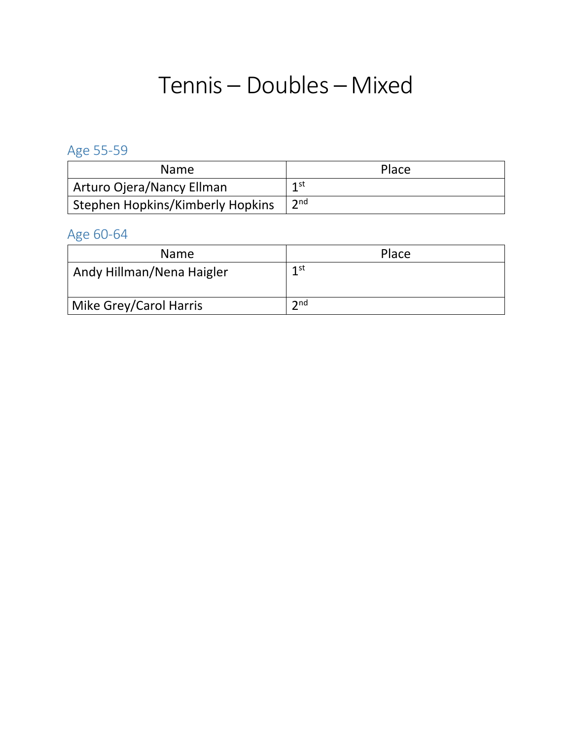# Tennis – Doubles – Mixed

## Age 55-59

| Name | Place |
| --- | --- |
| Arturo Ojera/Nancy Ellman | 1st |
| Stephen Hopkins/Kimberly Hopkins | 2nd |

## Age 60-64

| Name | Place |
| --- | --- |
| Andy Hillman/Nena Haigler | 1st |
| Mike Grey/Carol Harris | 2nd |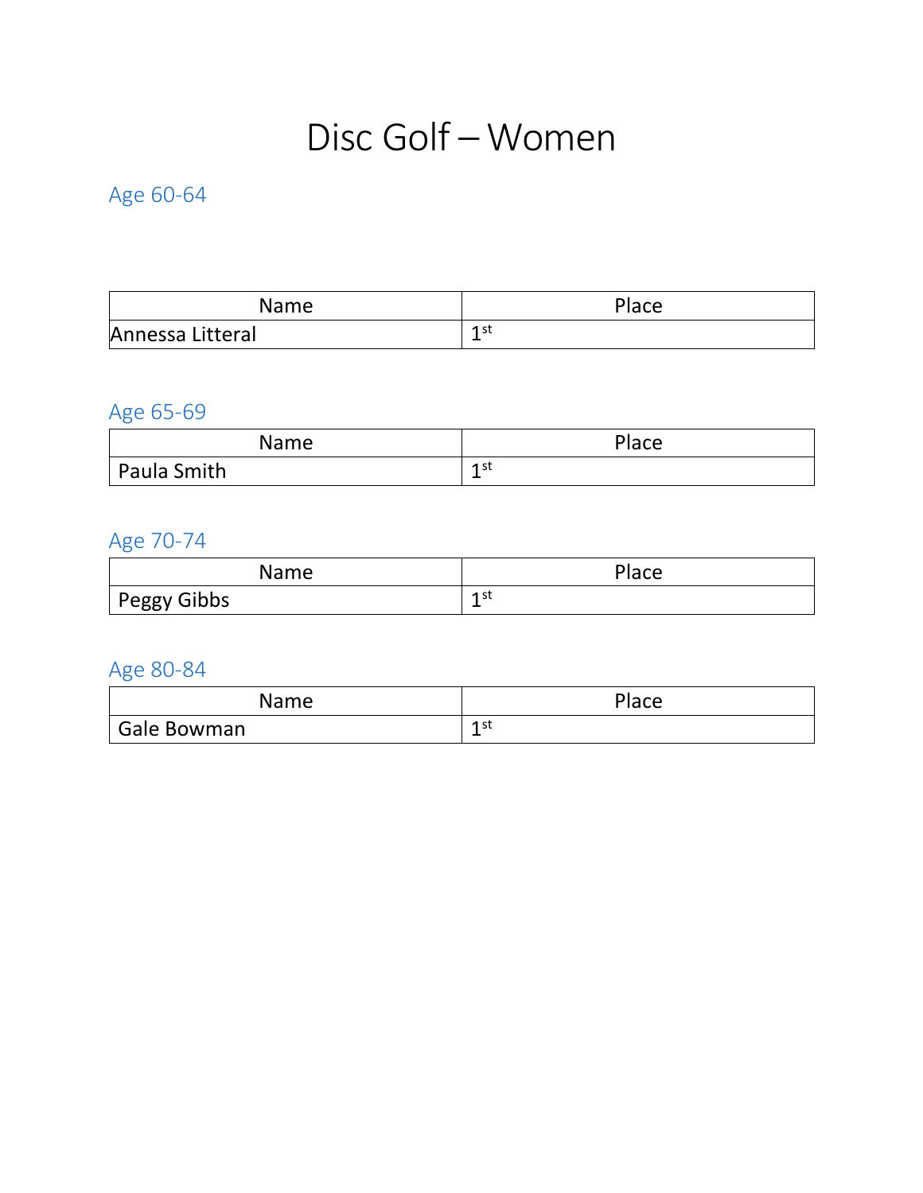# Disc Golf – Women

## Age 60-64

| Name | Place |
|---|---|
| Annessa Litteral | 1st |

## Age 65-69

| Name | Place |
|---|---|
| Paula Smith | 1st |

## Age 70-74

| Name | Place |
|---|---|
| Peggy Gibbs | 1st |

## Age 80-84

| Name | Place |
|---|---|
| Gale Bowman | 1st |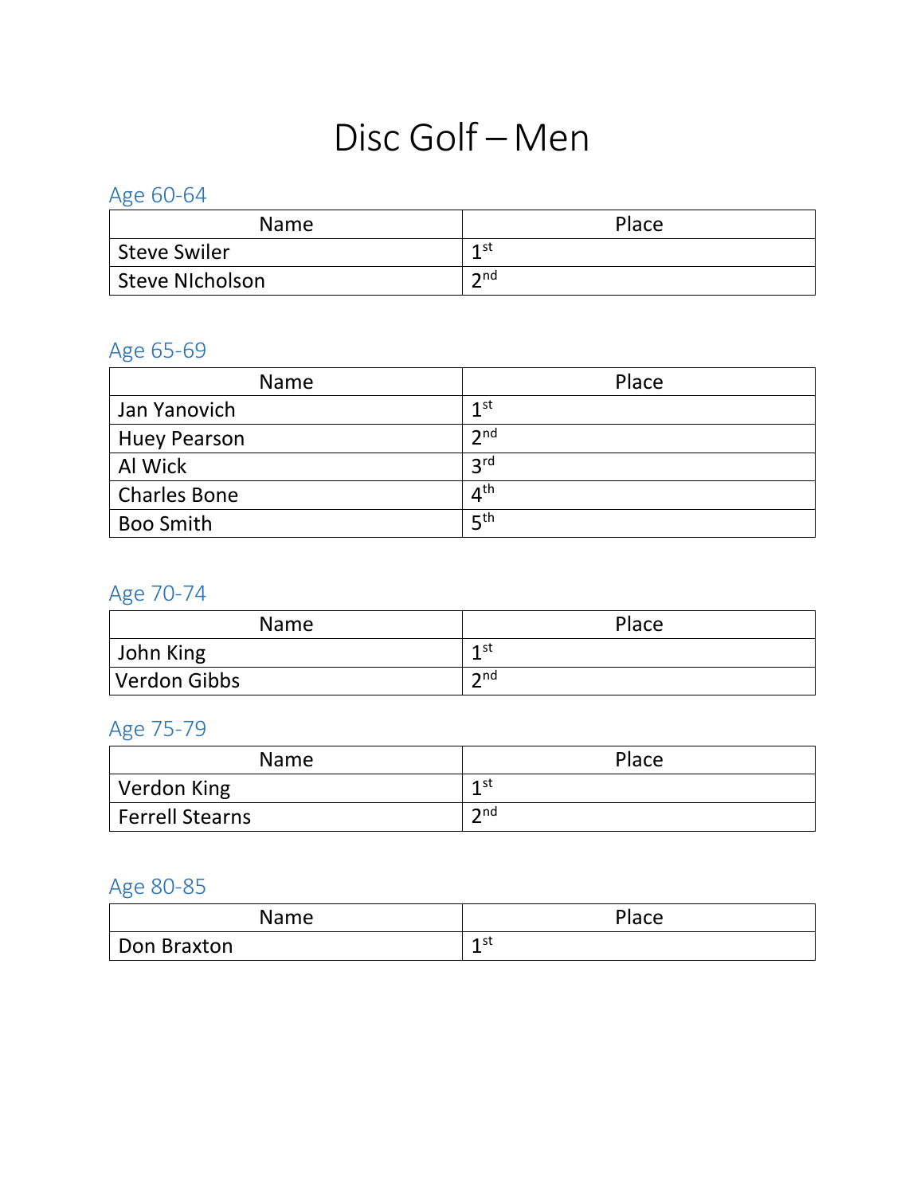# Disc Golf – Men

## Age 60-64

| Name | Place |
|---|---|
| Steve Swiler | 1st |
| Steve NIcholson | 2nd |

## Age 65-69

| Name | Place |
|---|---|
| Jan Yanovich | 1st |
| Huey Pearson | 2nd |
| Al Wick | 3rd |
| Charles Bone | 4th |
| Boo Smith | 5th |

## Age 70-74

| Name | Place |
|---|---|
| John King | 1st |
| Verdon Gibbs | 2nd |

## Age 75-79

| Name | Place |
|---|---|
| Verdon King | 1st |
| Ferrell Stearns | 2nd |

## Age 80-85

| Name | Place |
|---|---|
| Don Braxton | 1st |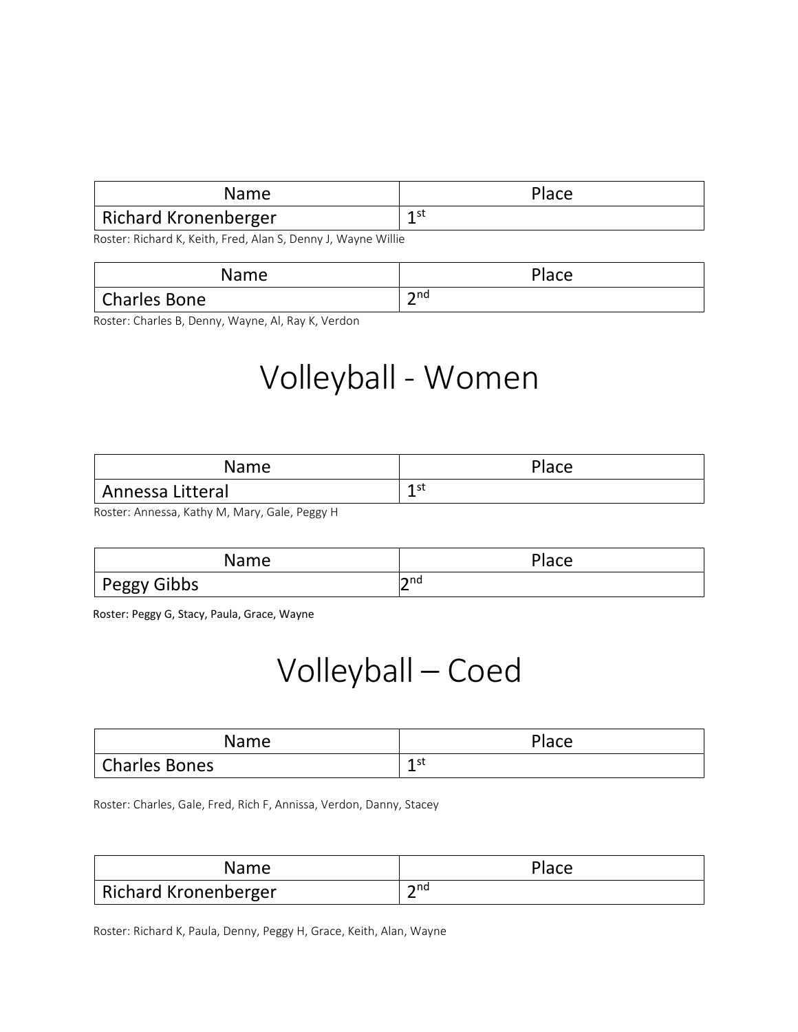| Name | Place |
| --- | --- |
| Richard Kronenberger | 1st |

Roster: Richard K, Keith, Fred, Alan S, Denny J, Wayne Willie

| Name | Place |
| --- | --- |
| Charles Bone | 2nd |

Roster: Charles B, Denny, Wayne, Al, Ray K, Verdon

# Volleyball - Women

| Name | Place |
| --- | --- |
| Annessa Litteral | 1st |

Roster: Annessa, Kathy M, Mary, Gale, Peggy H

| Name | Place |
| --- | --- |
| Peggy Gibbs | 2nd |

Roster: Peggy G, Stacy, Paula, Grace, Wayne

# Volleyball – Coed

| Name | Place |
| --- | --- |
| Charles Bones | 1st |

Roster: Charles, Gale, Fred, Rich F, Annissa, Verdon, Danny, Stacey

| Name | Place |
| --- | --- |
| Richard Kronenberger | 2nd |

Roster: Richard K, Paula, Denny, Peggy H, Grace, Keith, Alan, Wayne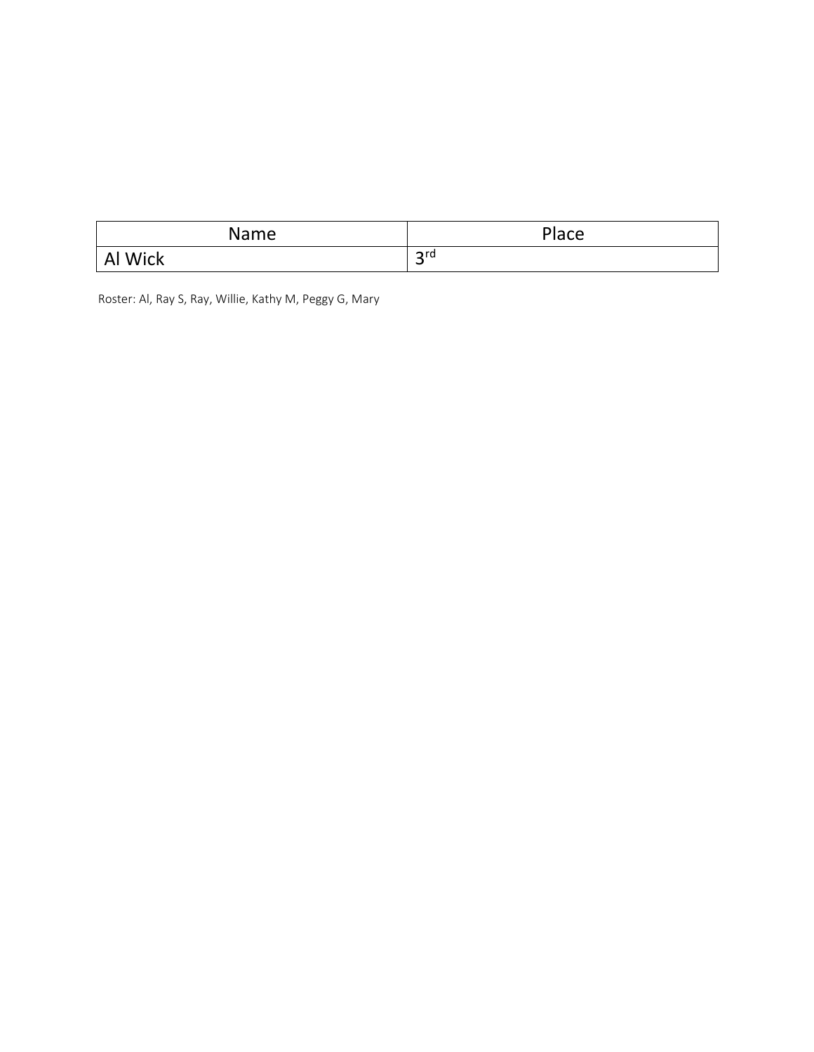| Name | Place |
| --- | --- |
| Al Wick | 3rd |

Roster: Al, Ray S, Ray, Willie, Kathy M, Peggy G, Mary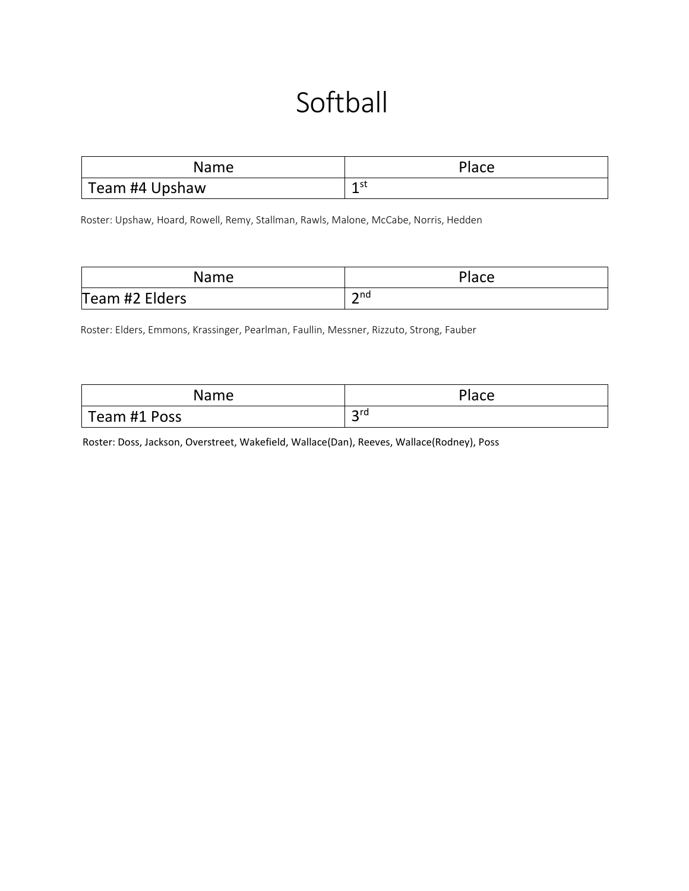# Softball

| Name | Place |
| --- | --- |
| Team #4 Upshaw | 1st |

Roster: Upshaw, Hoard, Rowell, Remy, Stallman, Rawls, Malone, McCabe, Norris, Hedden

| Name | Place |
| --- | --- |
| Team #2 Elders | 2nd |

Roster: Elders, Emmons, Krassinger, Pearlman, Faullin, Messner, Rizzuto, Strong, Fauber

| Name | Place |
| --- | --- |
| Team #1 Poss | 3rd |

Roster: Doss, Jackson, Overstreet, Wakefield, Wallace(Dan), Reeves, Wallace(Rodney), Poss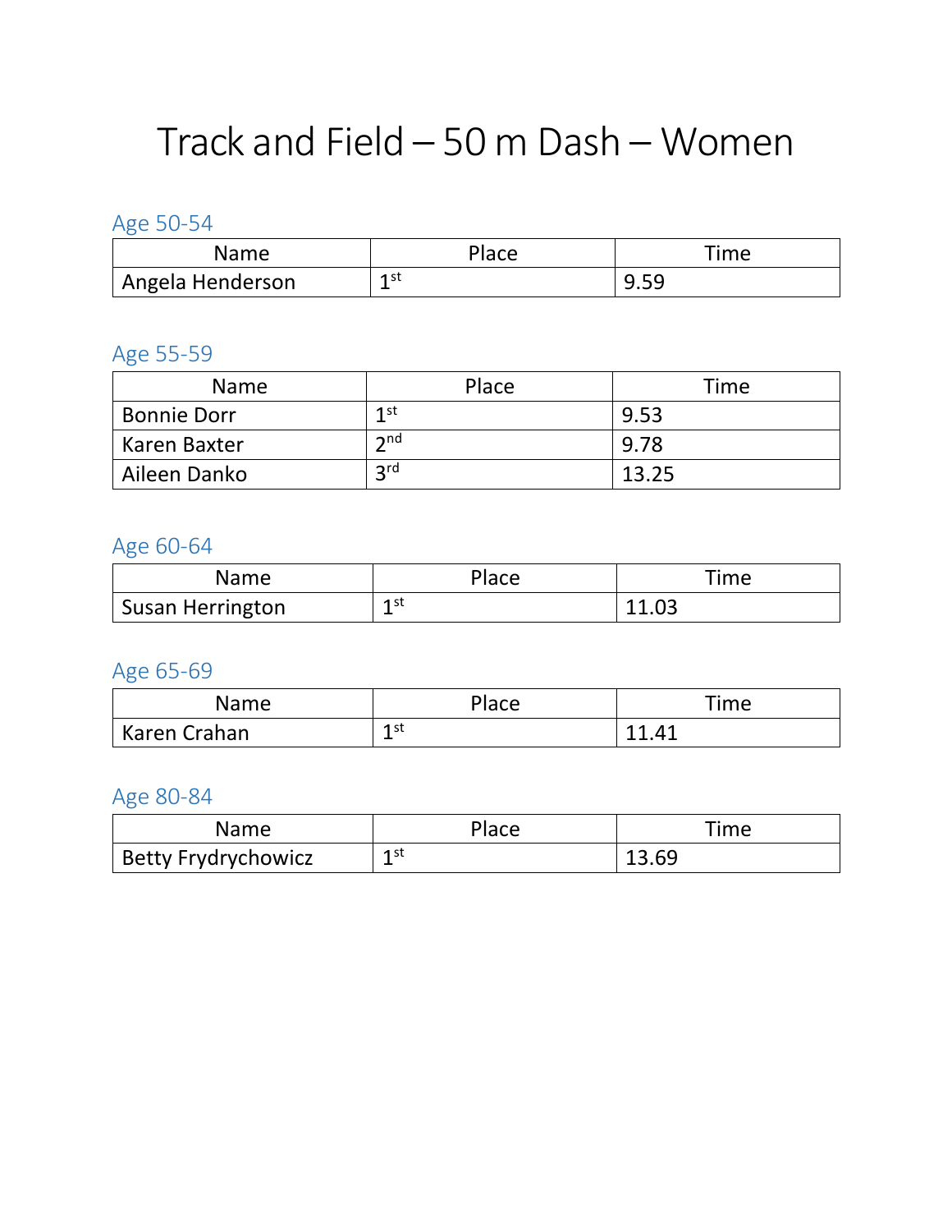# Track and Field – 50 m Dash – Women

## Age 50-54

| Name | Place | Time |
| --- | --- | --- |
| Angela Henderson | 1st | 9.59 |

## Age 55-59

| Name | Place | Time |
| --- | --- | --- |
| Bonnie Dorr | 1st | 9.53 |
| Karen Baxter | 2nd | 9.78 |
| Aileen Danko | 3rd | 13.25 |

## Age 60-64

| Name | Place | Time |
| --- | --- | --- |
| Susan Herrington | 1st | 11.03 |

## Age 65-69

| Name | Place | Time |
| --- | --- | --- |
| Karen Crahan | 1st | 11.41 |

## Age 80-84

| Name | Place | Time |
| --- | --- | --- |
| Betty Frydrychowicz | 1st | 13.69 |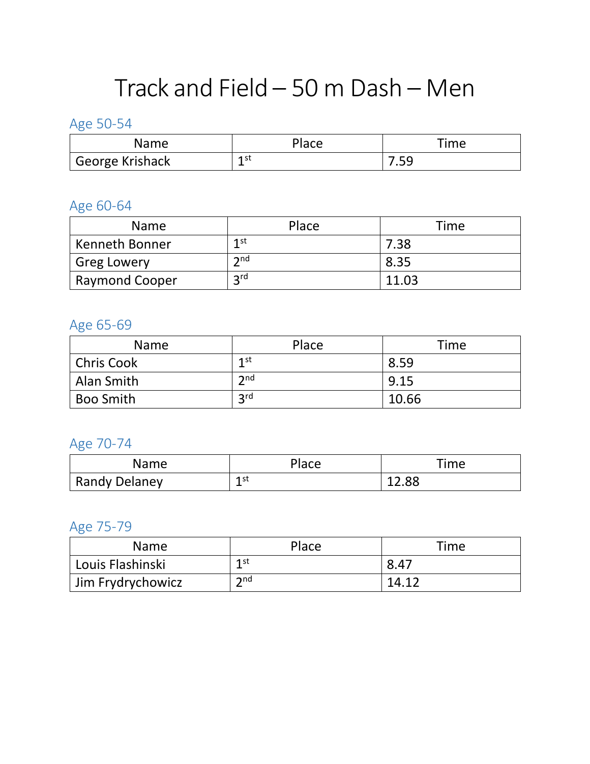# Track and Field – 50 m Dash – Men

## Age 50-54

| Name | Place | Time |
| --- | --- | --- |
| George Krishack | 1st | 7.59 |

## Age 60-64

| Name | Place | Time |
| --- | --- | --- |
| Kenneth Bonner | 1st | 7.38 |
| Greg Lowery | 2nd | 8.35 |
| Raymond Cooper | 3rd | 11.03 |

## Age 65-69

| Name | Place | Time |
| --- | --- | --- |
| Chris Cook | 1st | 8.59 |
| Alan Smith | 2nd | 9.15 |
| Boo Smith | 3rd | 10.66 |

## Age 70-74

| Name | Place | Time |
| --- | --- | --- |
| Randy Delaney | 1st | 12.88 |

## Age 75-79

| Name | Place | Time |
| --- | --- | --- |
| Louis Flashinski | 1st | 8.47 |
| Jim Frydrychowicz | 2nd | 14.12 |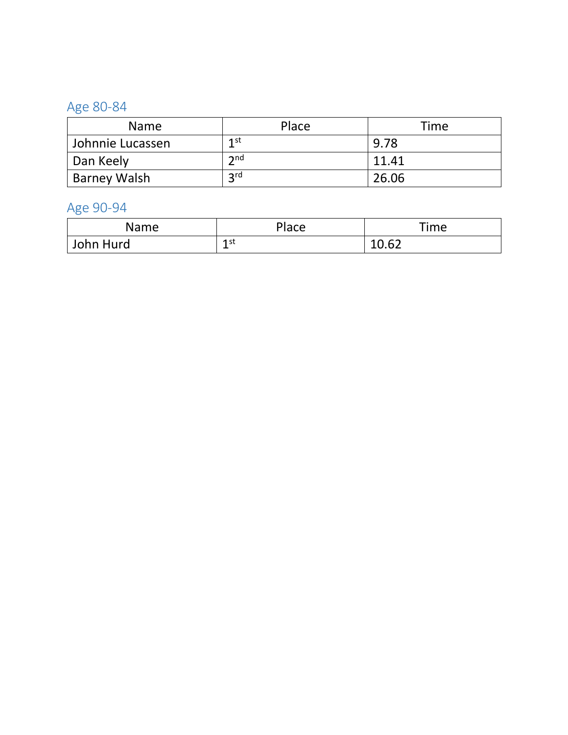## Age 80-84

| Name | Place | Time |
| --- | --- | --- |
| Johnnie Lucassen | 1st | 9.78 |
| Dan Keely | 2nd | 11.41 |
| Barney Walsh | 3rd | 26.06 |

## Age 90-94

| Name | Place | Time |
| --- | --- | --- |
| John Hurd | 1st | 10.62 |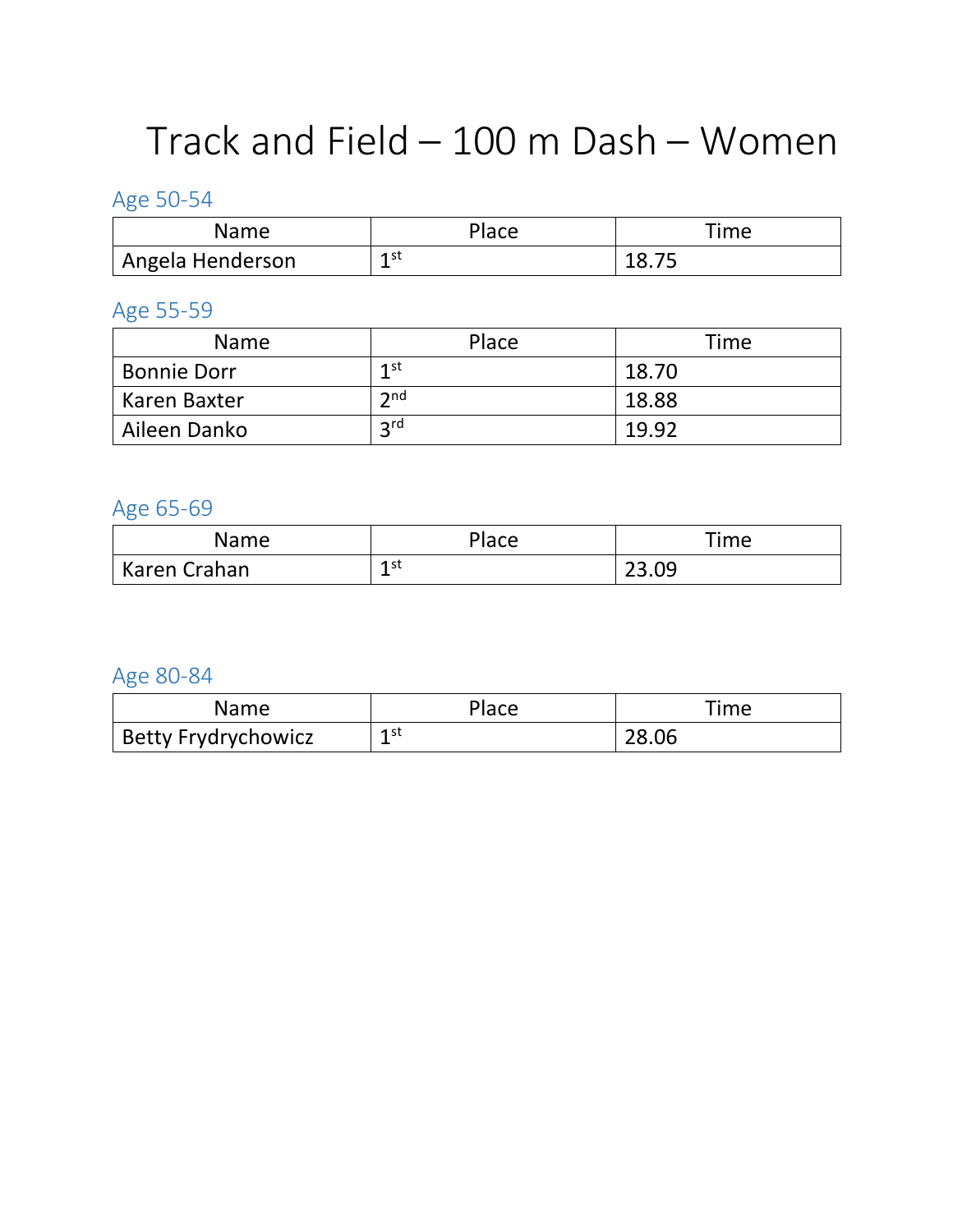# Track and Field – 100 m Dash – Women

## Age 50-54

| Name | Place | Time |
|---|---|---|
| Angela Henderson | 1st | 18.75 |

## Age 55-59

| Name | Place | Time |
|---|---|---|
| Bonnie Dorr | 1st | 18.70 |
| Karen Baxter | 2nd | 18.88 |
| Aileen Danko | 3rd | 19.92 |

## Age 65-69

| Name | Place | Time |
|---|---|---|
| Karen Crahan | 1st | 23.09 |

## Age 80-84

| Name | Place | Time |
|---|---|---|
| Betty Frydrychowicz | 1st | 28.06 |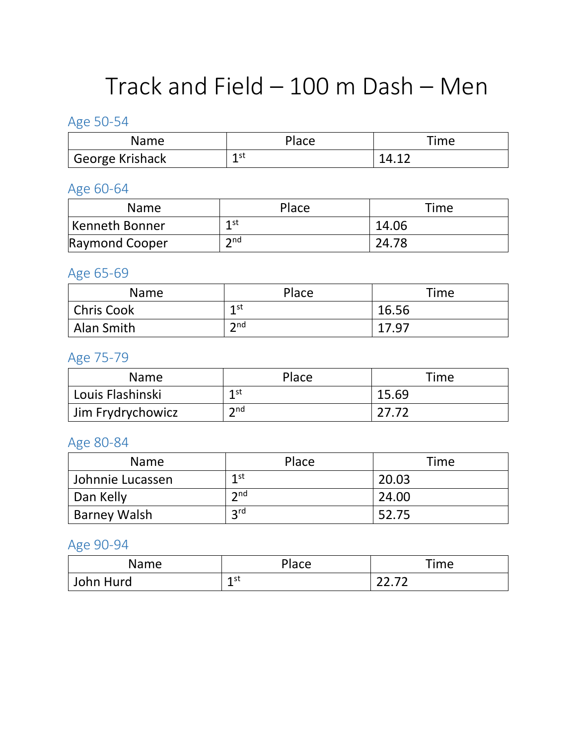# Track and Field – 100 m Dash – Men

## Age 50-54

| Name | Place | Time |
| --- | --- | --- |
| George Krishack | 1st | 14.12 |

## Age 60-64

| Name | Place | Time |
| --- | --- | --- |
| Kenneth Bonner | 1st | 14.06 |
| Raymond Cooper | 2nd | 24.78 |

## Age 65-69

| Name | Place | Time |
| --- | --- | --- |
| Chris Cook | 1st | 16.56 |
| Alan Smith | 2nd | 17.97 |

## Age 75-79

| Name | Place | Time |
| --- | --- | --- |
| Louis Flashinski | 1st | 15.69 |
| Jim Frydrychowicz | 2nd | 27.72 |

## Age 80-84

| Name | Place | Time |
| --- | --- | --- |
| Johnnie Lucassen | 1st | 20.03 |
| Dan Kelly | 2nd | 24.00 |
| Barney Walsh | 3rd | 52.75 |

## Age 90-94

| Name | Place | Time |
| --- | --- | --- |
| John Hurd | 1st | 22.72 |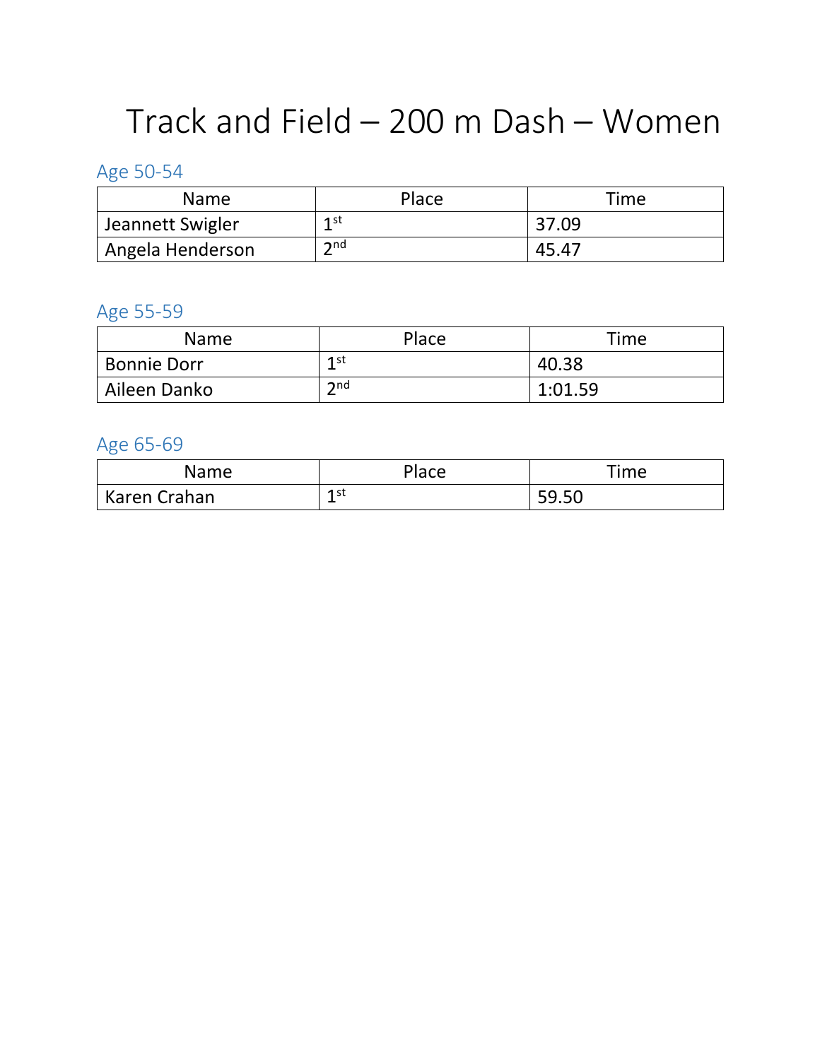# Track and Field – 200 m Dash – Women

## Age 50-54

| Name | Place | Time |
|---|---|---|
| Jeannett Swigler | 1st | 37.09 |
| Angela Henderson | 2nd | 45.47 |

## Age 55-59

| Name | Place | Time |
|---|---|---|
| Bonnie Dorr | 1st | 40.38 |
| Aileen Danko | 2nd | 1:01.59 |

## Age 65-69

| Name | Place | Time |
|---|---|---|
| Karen Crahan | 1st | 59.50 |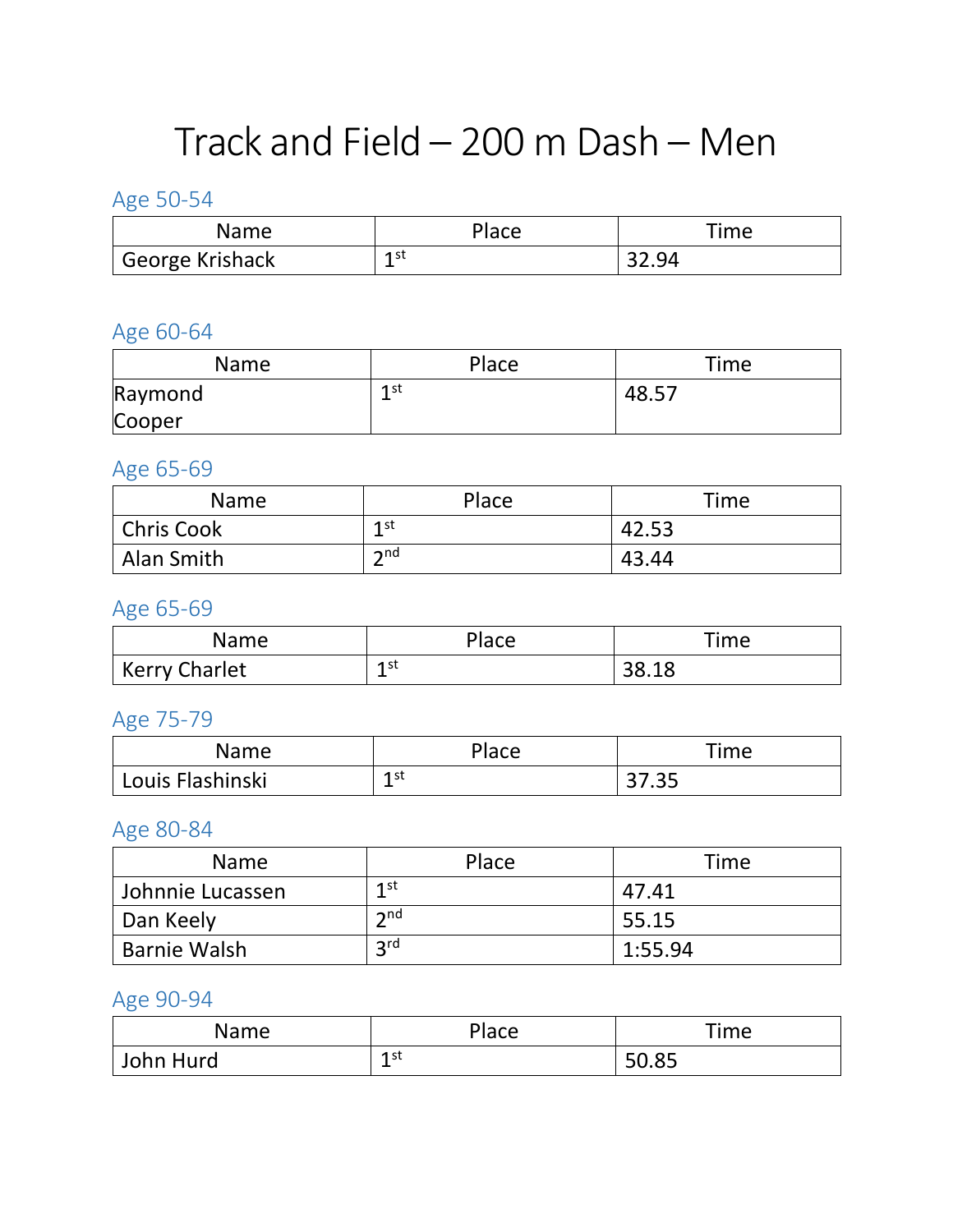# Track and Field – 200 m Dash – Men

## Age 50-54

| Name | Place | Time |
|---|---|---|
| George Krishack | 1st | 32.94 |

## Age 60-64

| Name | Place | Time |
|---|---|---|
| Raymond Cooper | 1st | 48.57 |

## Age 65-69

| Name | Place | Time |
|---|---|---|
| Chris Cook | 1st | 42.53 |
| Alan Smith | 2nd | 43.44 |

## Age 65-69

| Name | Place | Time |
|---|---|---|
| Kerry Charlet | 1st | 38.18 |

## Age 75-79

| Name | Place | Time |
|---|---|---|
| Louis Flashinski | 1st | 37.35 |

## Age 80-84

| Name | Place | Time |
|---|---|---|
| Johnnie Lucassen | 1st | 47.41 |
| Dan Keely | 2nd | 55.15 |
| Barnie Walsh | 3rd | 1:55.94 |

## Age 90-94

| Name | Place | Time |
|---|---|---|
| John Hurd | 1st | 50.85 |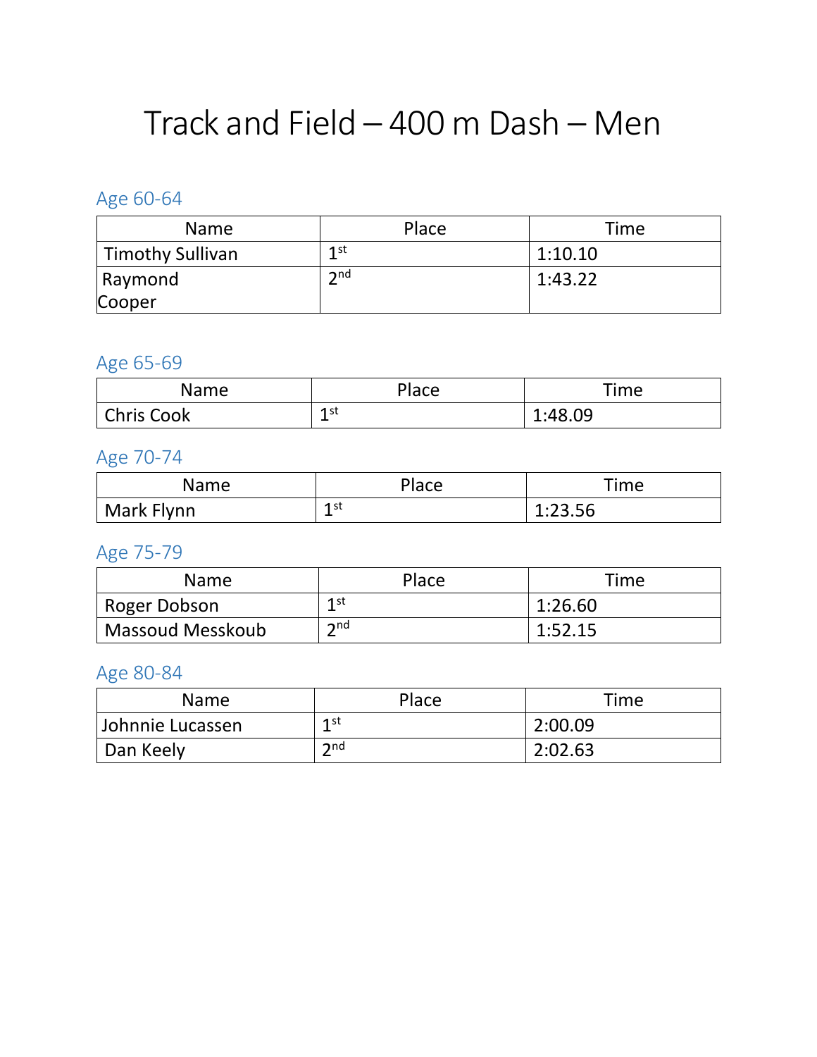# Track and Field – 400 m Dash – Men

## Age 60-64

| Name | Place | Time |
| --- | --- | --- |
| Timothy Sullivan | 1st | 1:10.10 |
| Raymond Cooper | 2nd | 1:43.22 |

## Age 65-69

| Name | Place | Time |
| --- | --- | --- |
| Chris Cook | 1st | 1:48.09 |

## Age 70-74

| Name | Place | Time |
| --- | --- | --- |
| Mark Flynn | 1st | 1:23.56 |

## Age 75-79

| Name | Place | Time |
| --- | --- | --- |
| Roger Dobson | 1st | 1:26.60 |
| Massoud Messkoub | 2nd | 1:52.15 |

## Age 80-84

| Name | Place | Time |
| --- | --- | --- |
| Johnnie Lucassen | 1st | 2:00.09 |
| Dan Keely | 2nd | 2:02.63 |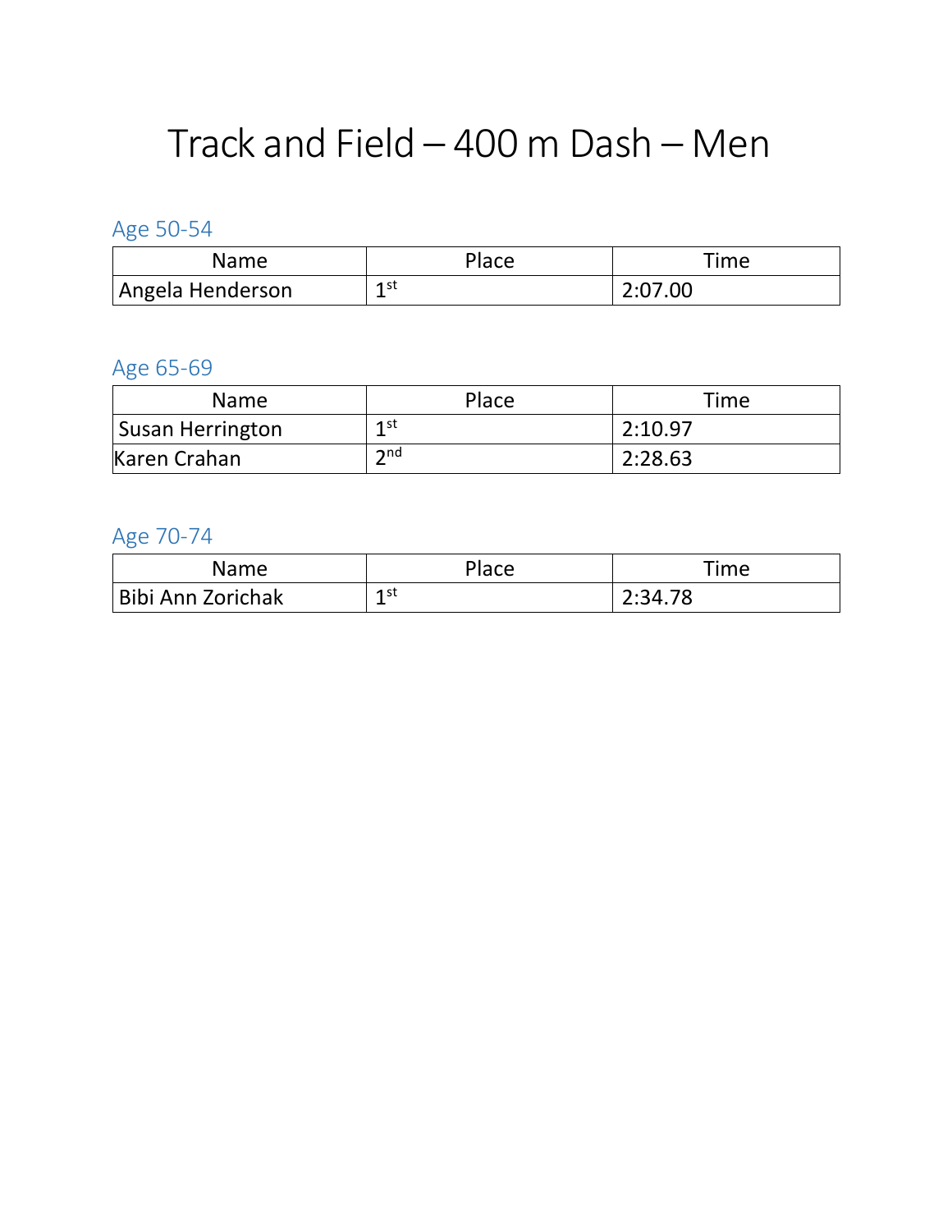# Track and Field – 400 m Dash – Men

## Age 50-54

| Name | Place | Time |
|---|---|---|
| Angela Henderson | 1st | 2:07.00 |

## Age 65-69

| Name | Place | Time |
|---|---|---|
| Susan Herrington | 1st | 2:10.97 |
| Karen Crahan | 2nd | 2:28.63 |

## Age 70-74

| Name | Place | Time |
|---|---|---|
| Bibi Ann Zorichak | 1st | 2:34.78 |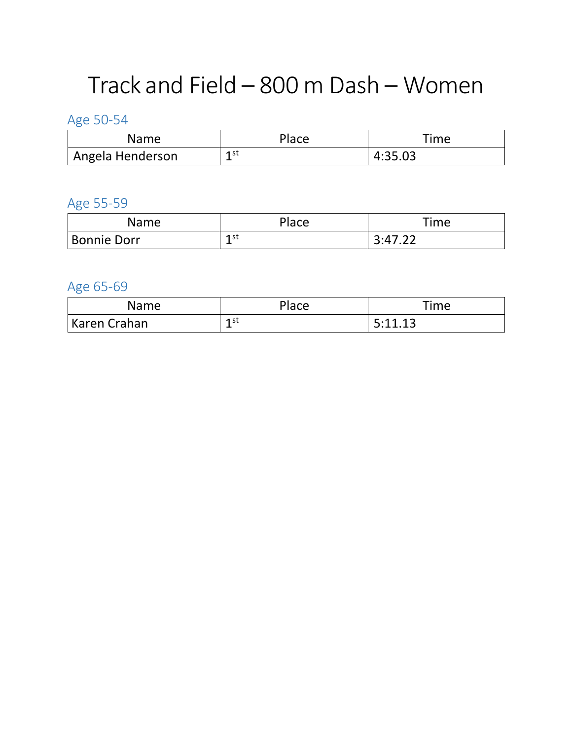# Track and Field – 800 m Dash – Women

## Age 50-54

| Name | Place | Time |
|---|---|---|
| Angela Henderson | 1st | 4:35.03 |

## Age 55-59

| Name | Place | Time |
|---|---|---|
| Bonnie Dorr | 1st | 3:47.22 |

## Age 65-69

| Name | Place | Time |
|---|---|---|
| Karen Crahan | 1st | 5:11.13 |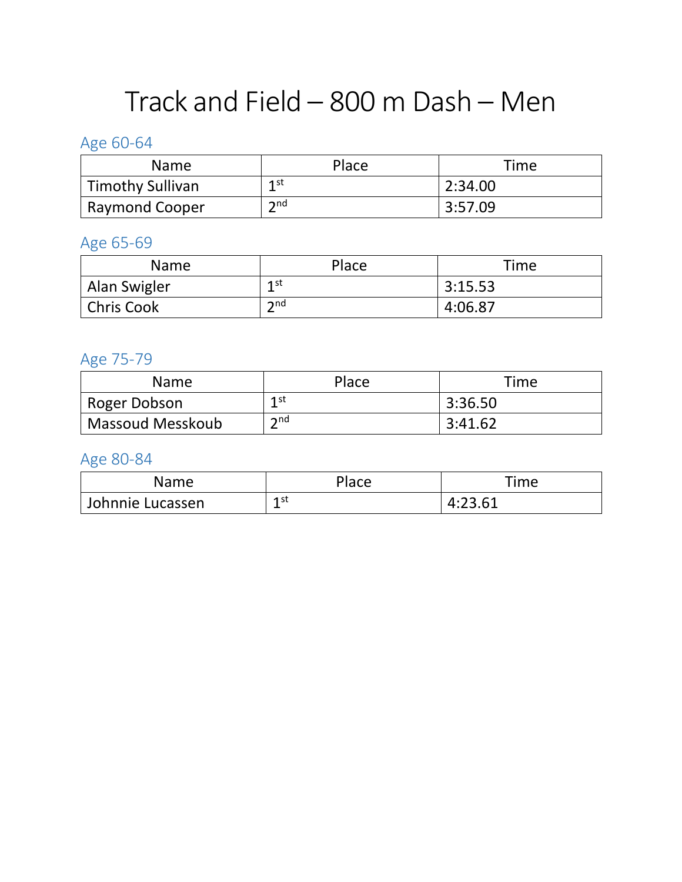# Track and Field – 800 m Dash – Men

## Age 60-64

| Name | Place | Time |
|---|---|---|
| Timothy Sullivan | 1st | 2:34.00 |
| Raymond Cooper | 2nd | 3:57.09 |

## Age 65-69

| Name | Place | Time |
|---|---|---|
| Alan Swigler | 1st | 3:15.53 |
| Chris Cook | 2nd | 4:06.87 |

## Age 75-79

| Name | Place | Time |
|---|---|---|
| Roger Dobson | 1st | 3:36.50 |
| Massoud Messkoub | 2nd | 3:41.62 |

## Age 80-84

| Name | Place | Time |
|---|---|---|
| Johnnie Lucassen | 1st | 4:23.61 |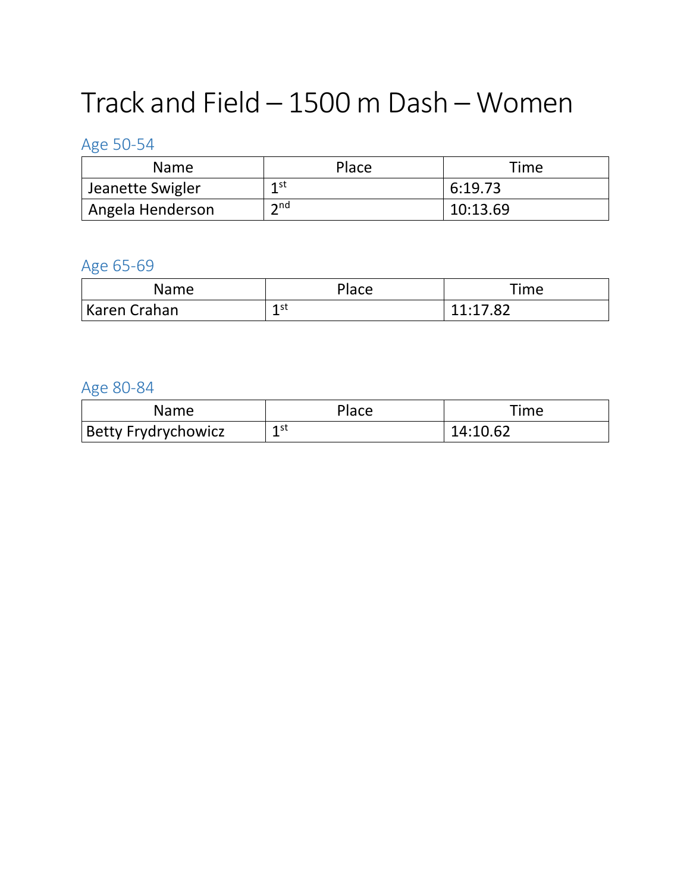# Track and Field – 1500 m Dash – Women

## Age 50-54

| Name | Place | Time |
|---|---|---|
| Jeanette Swigler | 1st | 6:19.73 |
| Angela Henderson | 2nd | 10:13.69 |

## Age 65-69

| Name | Place | Time |
|---|---|---|
| Karen Crahan | 1st | 11:17.82 |

## Age 80-84

| Name | Place | Time |
|---|---|---|
| Betty Frydrychowicz | 1st | 14:10.62 |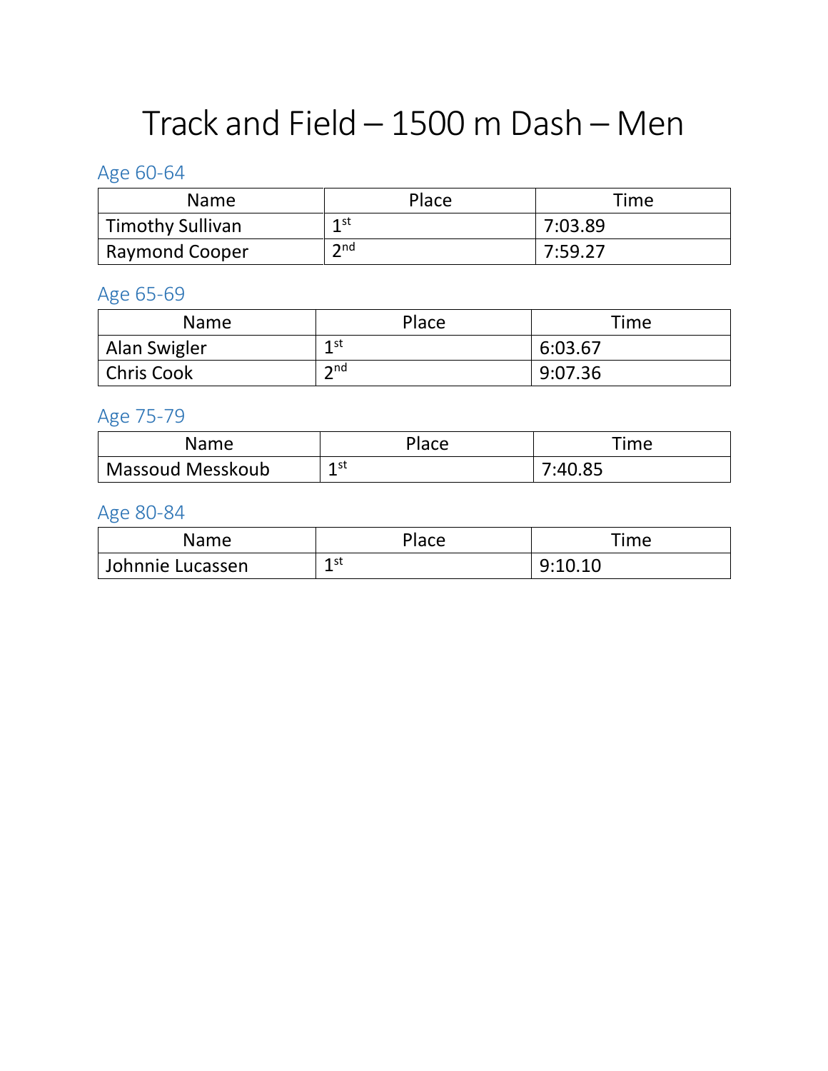# Track and Field – 1500 m Dash – Men

## Age 60-64

| Name | Place | Time |
| --- | --- | --- |
| Timothy Sullivan | 1st | 7:03.89 |
| Raymond Cooper | 2nd | 7:59.27 |

## Age 65-69

| Name | Place | Time |
| --- | --- | --- |
| Alan Swigler | 1st | 6:03.67 |
| Chris Cook | 2nd | 9:07.36 |

## Age 75-79

| Name | Place | Time |
| --- | --- | --- |
| Massoud Messkoub | 1st | 7:40.85 |

## Age 80-84

| Name | Place | Time |
| --- | --- | --- |
| Johnnie Lucassen | 1st | 9:10.10 |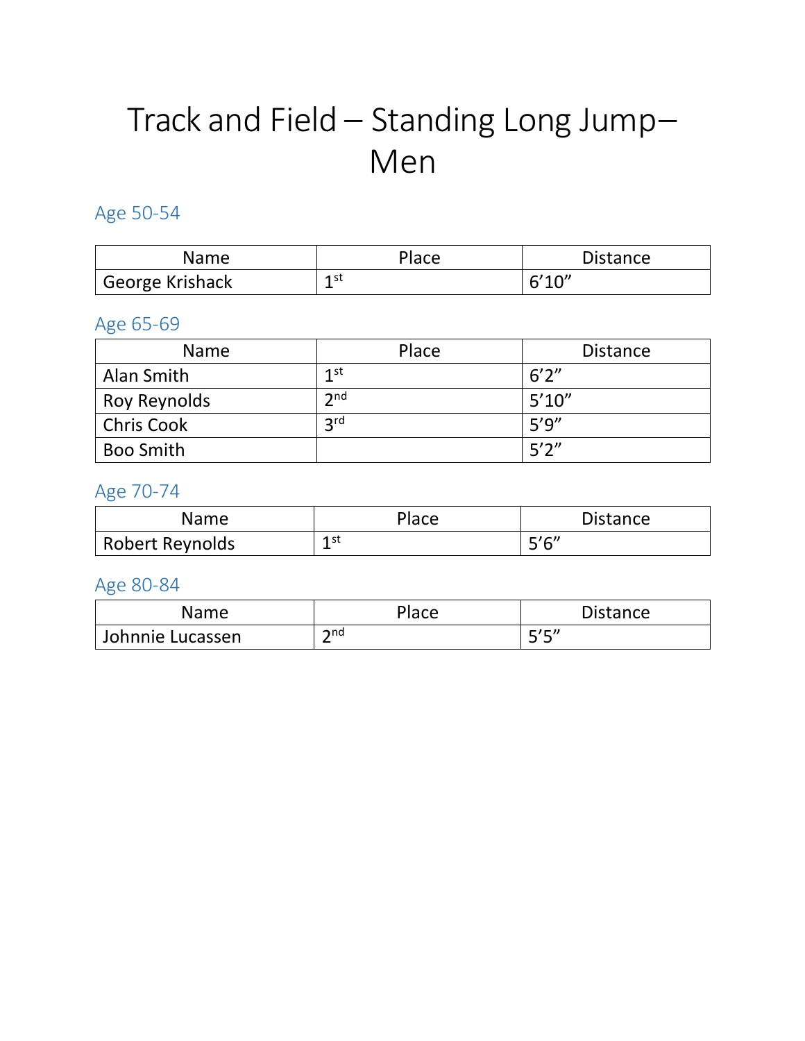# Track and Field – Standing Long Jump– Men

## Age 50-54

| Name | Place | Distance |
| --- | --- | --- |
| George Krishack | 1st | 6’10” |

## Age 65-69

| Name | Place | Distance |
| --- | --- | --- |
| Alan Smith | 1st | 6’2” |
| Roy Reynolds | 2nd | 5’10” |
| Chris Cook | 3rd | 5’9” |
| Boo Smith | | 5’2” |

## Age 70-74

| Name | Place | Distance |
| --- | --- | --- |
| Robert Reynolds | 1st | 5’6” |

## Age 80-84

| Name | Place | Distance |
| --- | --- | --- |
| Johnnie Lucassen | 2nd | 5’5” |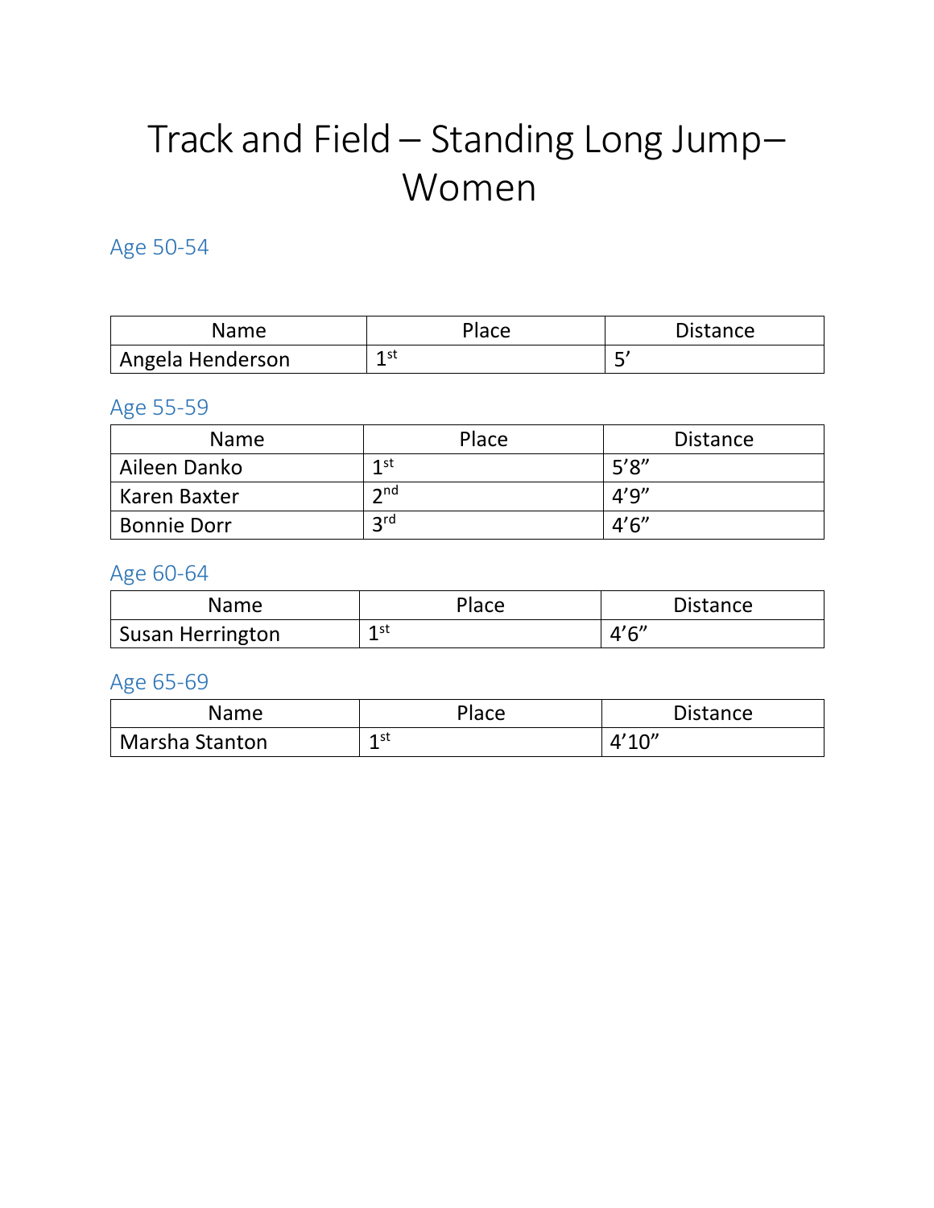# Track and Field – Standing Long Jump– Women

## Age 50-54

| Name | Place | Distance |
|---|---|---|
| Angela Henderson | 1st | 5’ |

## Age 55-59

| Name | Place | Distance |
|---|---|---|
| Aileen Danko | 1st | 5’8” |
| Karen Baxter | 2nd | 4’9” |
| Bonnie Dorr | 3rd | 4’6” |

## Age 60-64

| Name | Place | Distance |
|---|---|---|
| Susan Herrington | 1st | 4’6” |

## Age 65-69

| Name | Place | Distance |
|---|---|---|
| Marsha Stanton | 1st | 4’10” |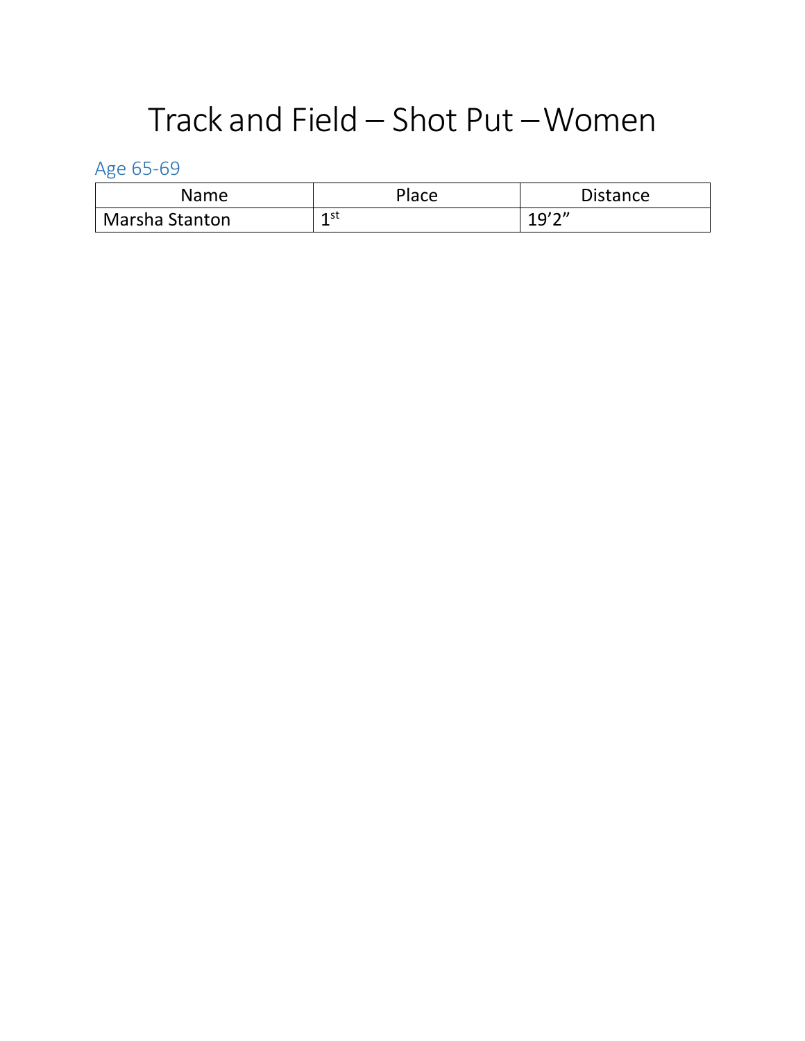# Track and Field – Shot Put – Women

## Age 65-69

| Name | Place | Distance |
|---|---|---|
| Marsha Stanton | 1st | 19’2” |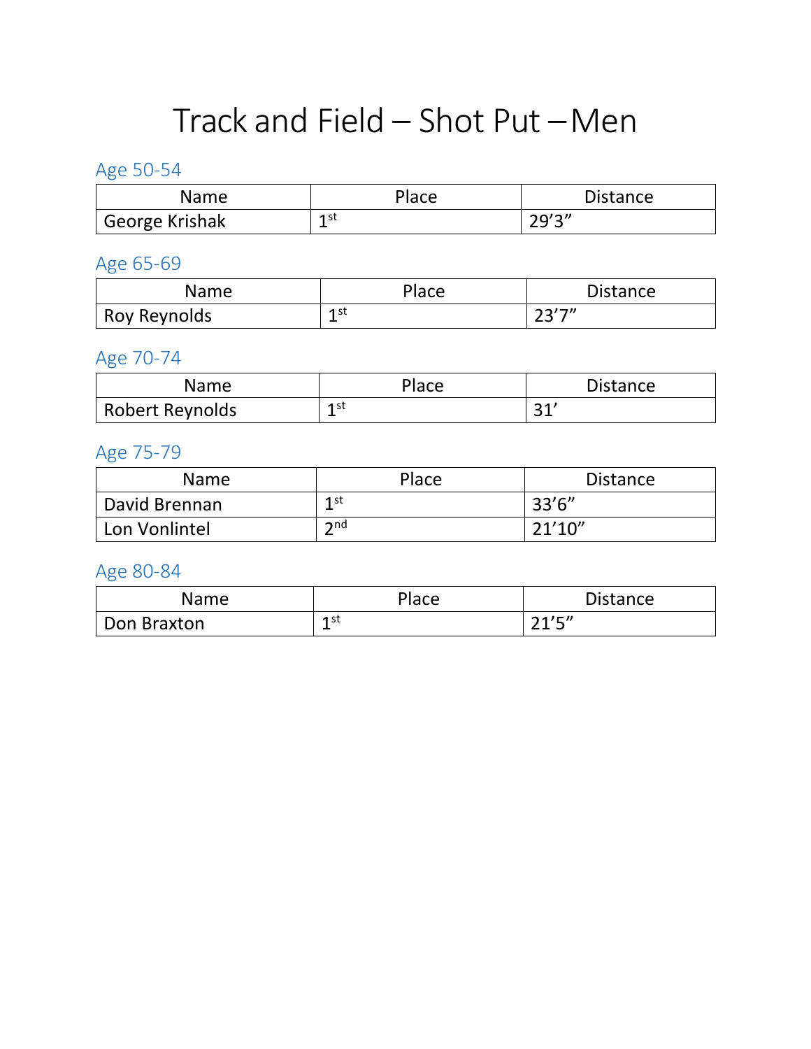# Track and Field – Shot Put – Men

## Age 50-54

| Name | Place | Distance |
|---|---|---|
| George Krishak | 1st | 29’3” |

## Age 65-69

| Name | Place | Distance |
|---|---|---|
| Roy Reynolds | 1st | 23’7” |

## Age 70-74

| Name | Place | Distance |
|---|---|---|
| Robert Reynolds | 1st | 31’ |

## Age 75-79

| Name | Place | Distance |
|---|---|---|
| David Brennan | 1st | 33’6” |
| Lon Vonlintel | 2nd | 21’10” |

## Age 80-84

| Name | Place | Distance |
|---|---|---|
| Don Braxton | 1st | 21’5” |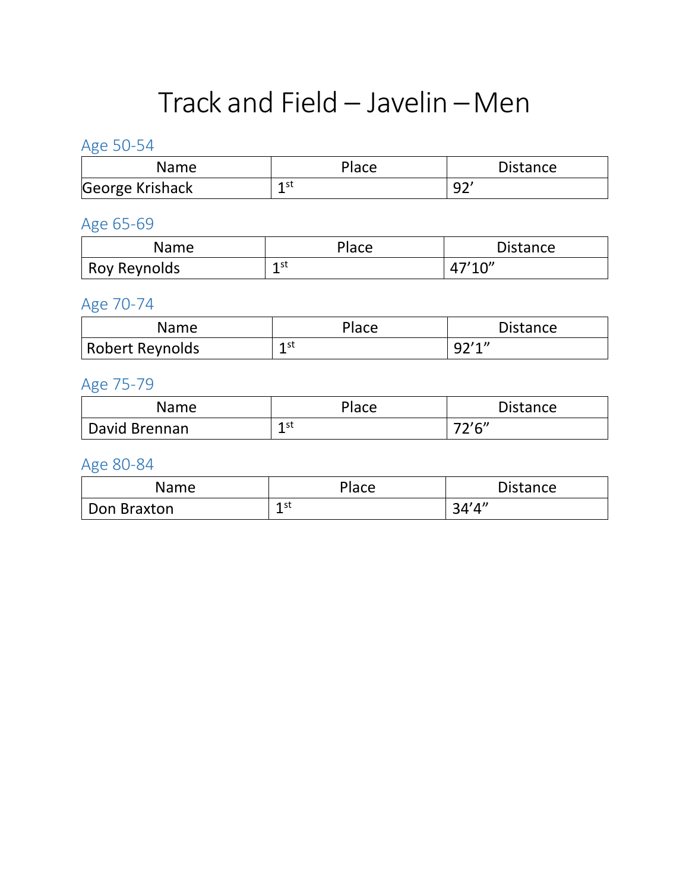# Track and Field – Javelin – Men

## Age 50-54

| Name | Place | Distance |
| --- | --- | --- |
| George Krishack | 1st | 92’ |

## Age 65-69

| Name | Place | Distance |
| --- | --- | --- |
| Roy Reynolds | 1st | 47’10” |

## Age 70-74

| Name | Place | Distance |
| --- | --- | --- |
| Robert Reynolds | 1st | 92’1” |

## Age 75-79

| Name | Place | Distance |
| --- | --- | --- |
| David Brennan | 1st | 72’6” |

## Age 80-84

| Name | Place | Distance |
| --- | --- | --- |
| Don Braxton | 1st | 34’4” |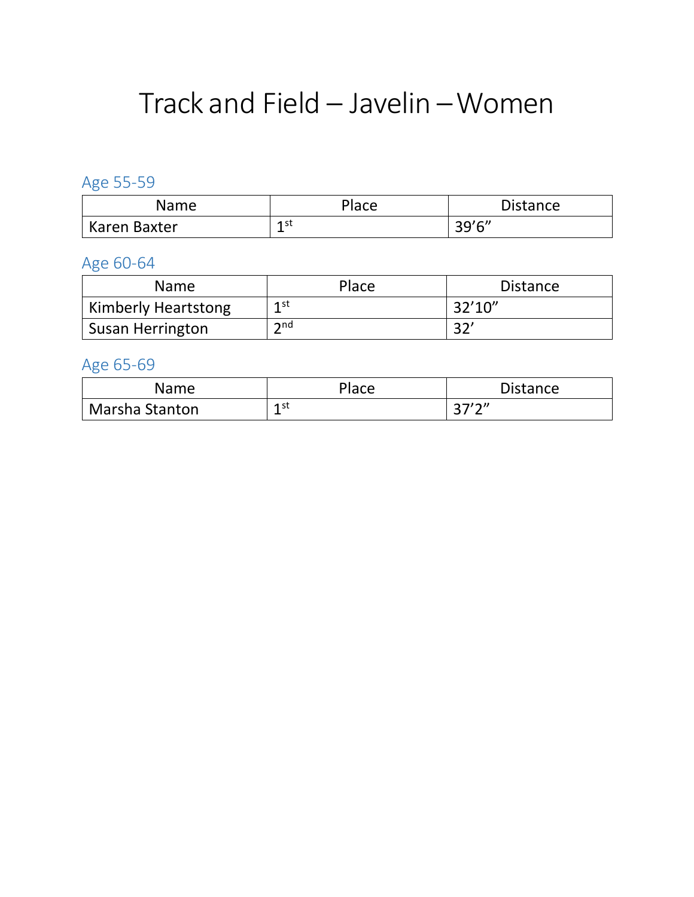# Track and Field – Javelin – Women

## Age 55-59

| Name | Place | Distance |
|---|---|---|
| Karen Baxter | 1st | 39'6" |

## Age 60-64

| Name | Place | Distance |
|---|---|---|
| Kimberly Heartstong | 1st | 32'10" |
| Susan Herrington | 2nd | 32' |

## Age 65-69

| Name | Place | Distance |
|---|---|---|
| Marsha Stanton | 1st | 37'2" |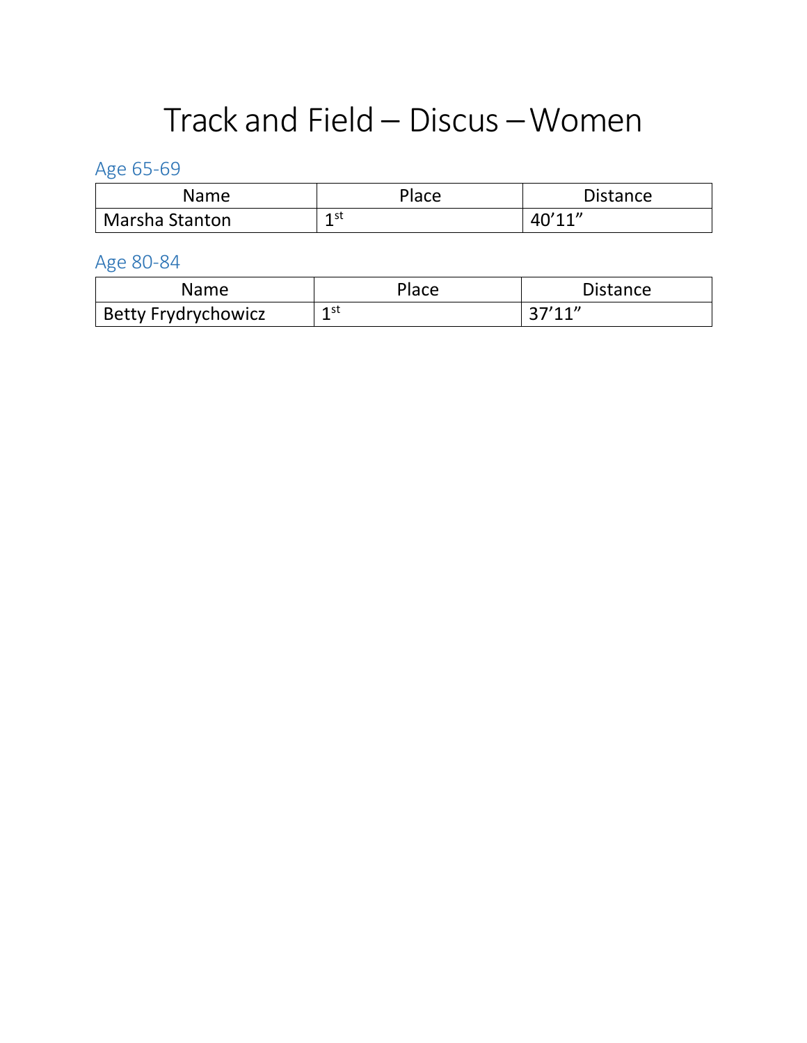# Track and Field – Discus – Women

## Age 65-69

| Name | Place | Distance |
| --- | --- | --- |
| Marsha Stanton | 1st | 40’11” |

## Age 80-84

| Name | Place | Distance |
| --- | --- | --- |
| Betty Frydrychowicz | 1st | 37’11” |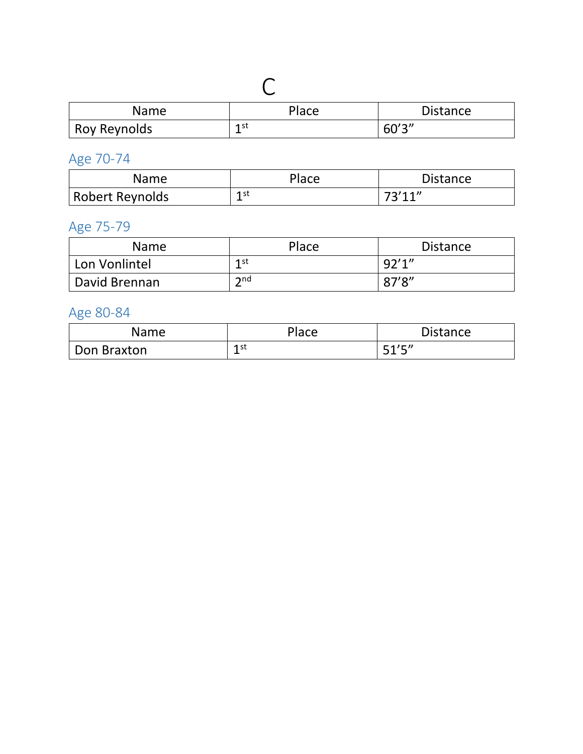C

| Name | Place | Distance |
|---|---|---|
| Roy Reynolds | 1st | 60’3” |

### Age 70-74

| Name | Place | Distance |
|---|---|---|
| Robert Reynolds | 1st | 73’11” |

### Age 75-79

| Name | Place | Distance |
|---|---|---|
| Lon Vonlintel | 1st | 92’1” |
| David Brennan | 2nd | 87’8” |

### Age 80-84

| Name | Place | Distance |
|---|---|---|
| Don Braxton | 1st | 51’5” |